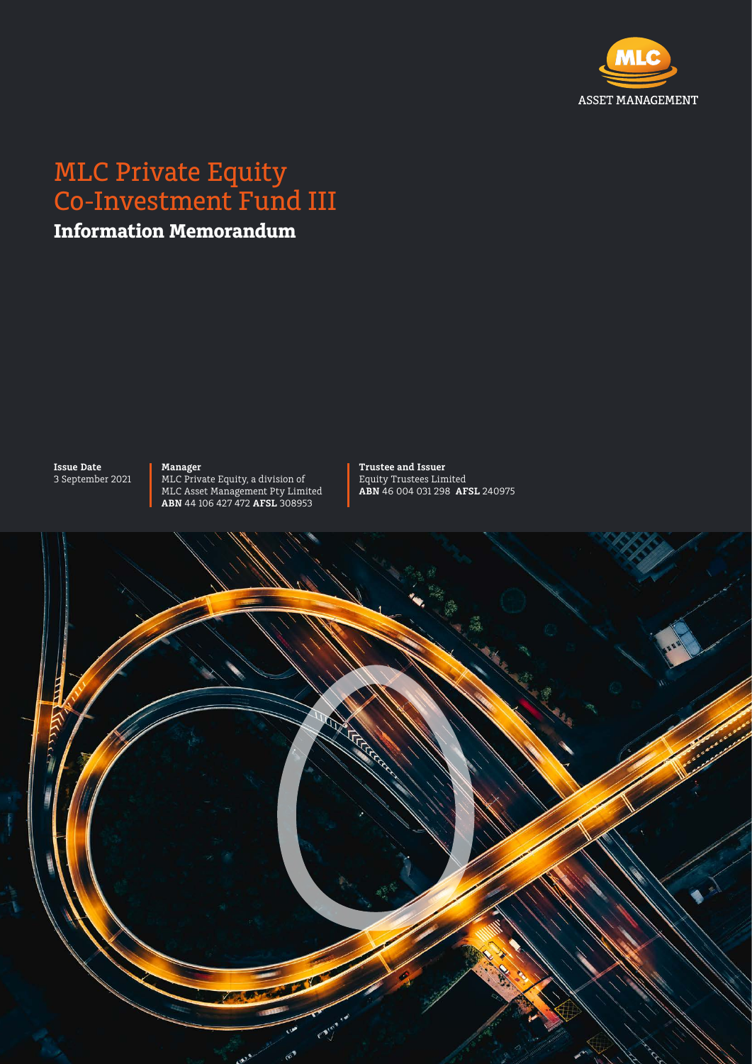MLC ASSET MANAGEMENT

# MLC Private Equity Co-Investment Fund III

## Information Memorandum

**Issue Date**
3 September 2021

**Manager**
MLC Private Equity, a division of MLC Asset Management Pty Limited
**ABN** 44 106 427 472 **AFSL** 308953

**Trustee and Issuer**
Equity Trustees Limited
**ABN** 46 004 031 298 **AFSL** 240975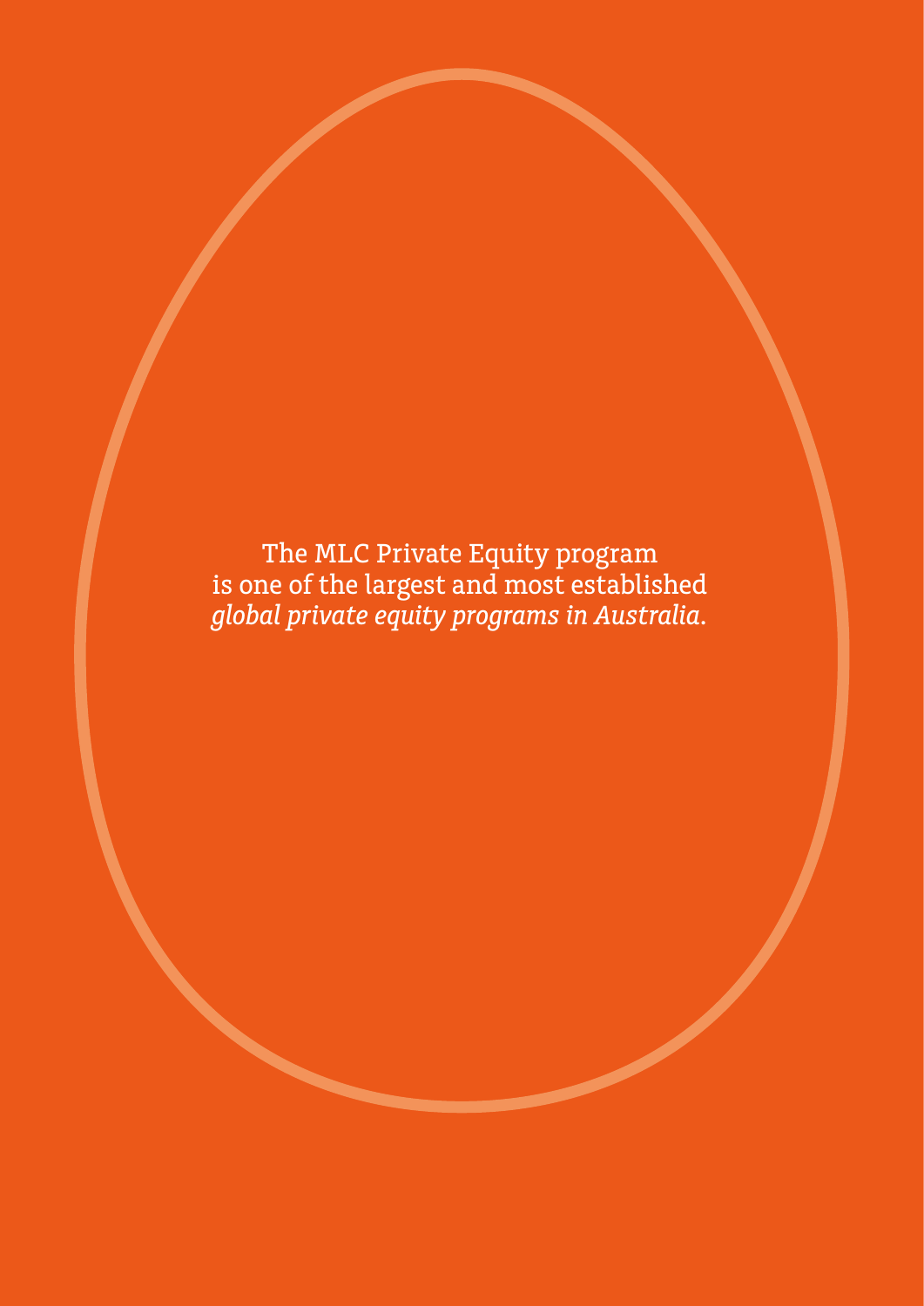The MLC Private Equity program is one of the largest and most established *global private equity programs in Australia.*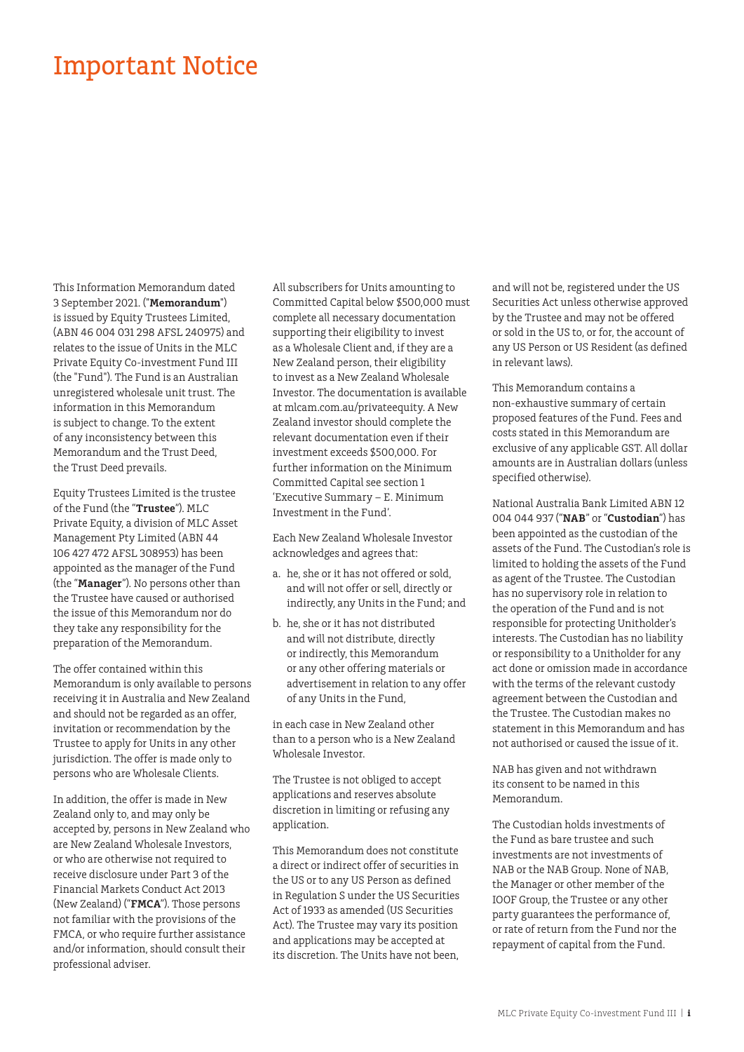# Important Notice

This Information Memorandum dated 3 September 2021. ("**Memorandum**") is issued by Equity Trustees Limited, (ABN 46 004 031 298 AFSL 240975) and relates to the issue of Units in the MLC Private Equity Co-investment Fund III (the "Fund"). The Fund is an Australian unregistered wholesale unit trust. The information in this Memorandum is subject to change. To the extent of any inconsistency between this Memorandum and the Trust Deed, the Trust Deed prevails.

Equity Trustees Limited is the trustee of the Fund (the "**Trustee**"). MLC Private Equity, a division of MLC Asset Management Pty Limited (ABN 44 106 427 472 AFSL 308953) has been appointed as the manager of the Fund (the "**Manager**"). No persons other than the Trustee have caused or authorised the issue of this Memorandum nor do they take any responsibility for the preparation of the Memorandum.

The offer contained within this Memorandum is only available to persons receiving it in Australia and New Zealand and should not be regarded as an offer, invitation or recommendation by the Trustee to apply for Units in any other jurisdiction. The offer is made only to persons who are Wholesale Clients.

In addition, the offer is made in New Zealand only to, and may only be accepted by, persons in New Zealand who are New Zealand Wholesale Investors, or who are otherwise not required to receive disclosure under Part 3 of the Financial Markets Conduct Act 2013 (New Zealand) ("**FMCA**"). Those persons not familiar with the provisions of the FMCA, or who require further assistance and/or information, should consult their professional adviser.

All subscribers for Units amounting to Committed Capital below $500,000 must complete all necessary documentation supporting their eligibility to invest as a Wholesale Client and, if they are a New Zealand person, their eligibility to invest as a New Zealand Wholesale Investor. The documentation is available at mlcam.com.au/privateequity. A New Zealand investor should complete the relevant documentation even if their investment exceeds $500,000. For further information on the Minimum Committed Capital see section 1 'Executive Summary – E. Minimum Investment in the Fund'.

Each New Zealand Wholesale Investor acknowledges and agrees that:

a. he, she or it has not offered or sold, and will not offer or sell, directly or indirectly, any Units in the Fund; and
b. he, she or it has not distributed and will not distribute, directly or indirectly, this Memorandum or any other offering materials or advertisement in relation to any offer of any Units in the Fund,

in each case in New Zealand other than to a person who is a New Zealand Wholesale Investor.

The Trustee is not obliged to accept applications and reserves absolute discretion in limiting or refusing any application.

This Memorandum does not constitute a direct or indirect offer of securities in the US or to any US Person as defined in Regulation S under the US Securities Act of 1933 as amended (US Securities Act). The Trustee may vary its position and applications may be accepted at its discretion. The Units have not been, and will not be, registered under the US Securities Act unless otherwise approved by the Trustee and may not be offered or sold in the US to, or for, the account of any US Person or US Resident (as defined in relevant laws).

This Memorandum contains a non-exhaustive summary of certain proposed features of the Fund. Fees and costs stated in this Memorandum are exclusive of any applicable GST. All dollar amounts are in Australian dollars (unless specified otherwise).

National Australia Bank Limited ABN 12 004 044 937 ("**NAB**" or "**Custodian**") has been appointed as the custodian of the assets of the Fund. The Custodian's role is limited to holding the assets of the Fund as agent of the Trustee. The Custodian has no supervisory role in relation to the operation of the Fund and is not responsible for protecting Unitholder's interests. The Custodian has no liability or responsibility to a Unitholder for any act done or omission made in accordance with the terms of the relevant custody agreement between the Custodian and the Trustee. The Custodian makes no statement in this Memorandum and has not authorised or caused the issue of it.

NAB has given and not withdrawn its consent to be named in this Memorandum.

The Custodian holds investments of the Fund as bare trustee and such investments are not investments of NAB or the NAB Group. None of NAB, the Manager or other member of the IOOF Group, the Trustee or any other party guarantees the performance of, or rate of return from the Fund nor the repayment of capital from the Fund.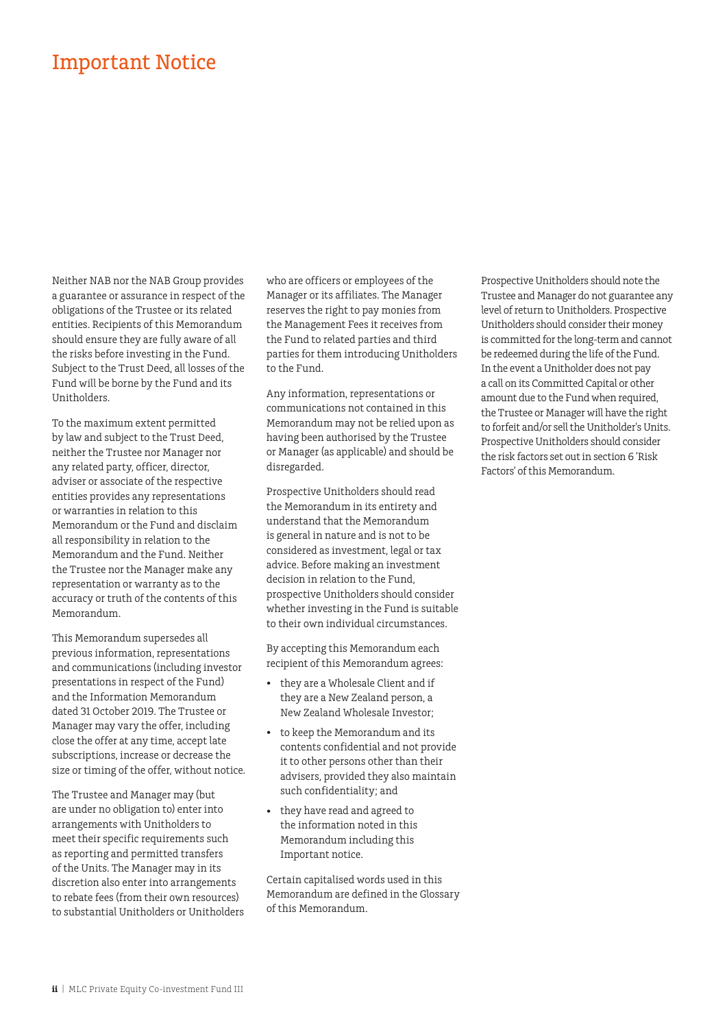# Important Notice

Neither NAB nor the NAB Group provides a guarantee or assurance in respect of the obligations of the Trustee or its related entities. Recipients of this Memorandum should ensure they are fully aware of all the risks before investing in the Fund. Subject to the Trust Deed, all losses of the Fund will be borne by the Fund and its Unitholders.

To the maximum extent permitted by law and subject to the Trust Deed, neither the Trustee nor Manager nor any related party, officer, director, adviser or associate of the respective entities provides any representations or warranties in relation to this Memorandum or the Fund and disclaim all responsibility in relation to the Memorandum and the Fund. Neither the Trustee nor the Manager make any representation or warranty as to the accuracy or truth of the contents of this Memorandum.

This Memorandum supersedes all previous information, representations and communications (including investor presentations in respect of the Fund) and the Information Memorandum dated 31 October 2019. The Trustee or Manager may vary the offer, including close the offer at any time, accept late subscriptions, increase or decrease the size or timing of the offer, without notice.

The Trustee and Manager may (but are under no obligation to) enter into arrangements with Unitholders to meet their specific requirements such as reporting and permitted transfers of the Units. The Manager may in its discretion also enter into arrangements to rebate fees (from their own resources) to substantial Unitholders or Unitholders who are officers or employees of the Manager or its affiliates. The Manager reserves the right to pay monies from the Management Fees it receives from the Fund to related parties and third parties for them introducing Unitholders to the Fund.

Any information, representations or communications not contained in this Memorandum may not be relied upon as having been authorised by the Trustee or Manager (as applicable) and should be disregarded.

Prospective Unitholders should read the Memorandum in its entirety and understand that the Memorandum is general in nature and is not to be considered as investment, legal or tax advice. Before making an investment decision in relation to the Fund, prospective Unitholders should consider whether investing in the Fund is suitable to their own individual circumstances.

By accepting this Memorandum each recipient of this Memorandum agrees:

- they are a Wholesale Client and if they are a New Zealand person, a New Zealand Wholesale Investor;
- to keep the Memorandum and its contents confidential and not provide it to other persons other than their advisers, provided they also maintain such confidentiality; and
- they have read and agreed to the information noted in this Memorandum including this Important notice.

Certain capitalised words used in this Memorandum are defined in the Glossary of this Memorandum.

Prospective Unitholders should note the Trustee and Manager do not guarantee any level of return to Unitholders. Prospective Unitholders should consider their money is committed for the long-term and cannot be redeemed during the life of the Fund. In the event a Unitholder does not pay a call on its Committed Capital or other amount due to the Fund when required, the Trustee or Manager will have the right to forfeit and/or sell the Unitholder's Units. Prospective Unitholders should consider the risk factors set out in section 6 'Risk Factors' of this Memorandum.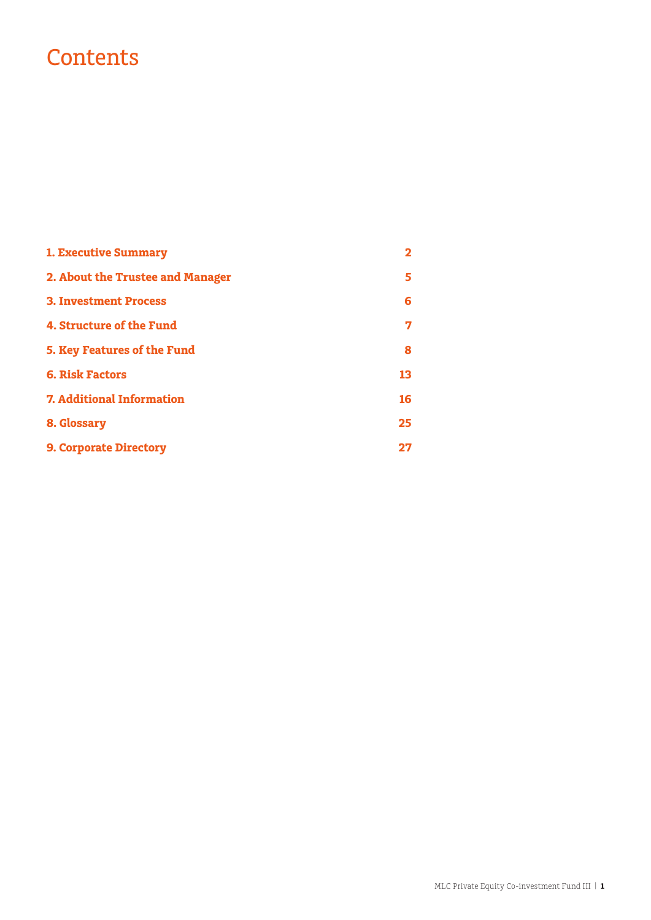# Contents

| | |
|---|---|
| **1. Executive Summary** | **2** |
| **2. About the Trustee and Manager** | **5** |
| **3. Investment Process** | **6** |
| **4. Structure of the Fund** | **7** |
| **5. Key Features of the Fund** | **8** |
| **6. Risk Factors** | **13** |
| **7. Additional Information** | **16** |
| **8. Glossary** | **25** |
| **9. Corporate Directory** | **27** |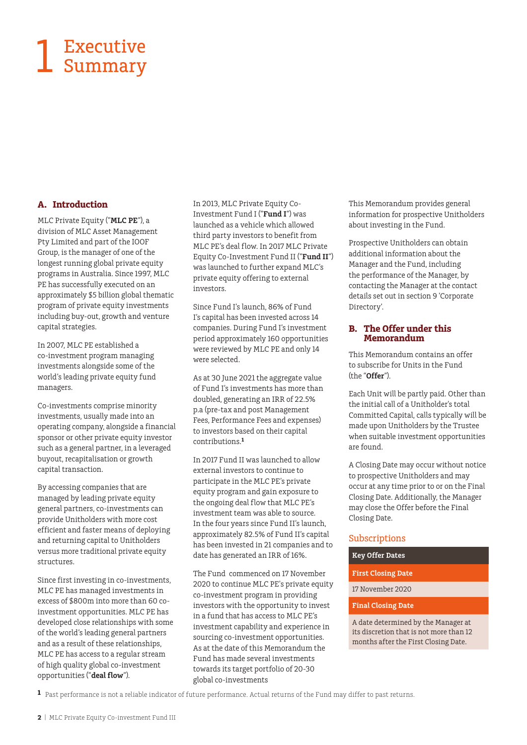# 1 Executive Summary

## A. Introduction

MLC Private Equity ("**MLC PE**"), a division of MLC Asset Management Pty Limited and part of the IOOF Group, is the manager of one of the longest running global private equity programs in Australia. Since 1997, MLC PE has successfully executed on an approximately $5 billion global thematic program of private equity investments including buy-out, growth and venture capital strategies.

In 2007, MLC PE established a co-investment program managing investments alongside some of the world's leading private equity fund managers.

Co-investments comprise minority investments, usually made into an operating company, alongside a financial sponsor or other private equity investor such as a general partner, in a leveraged buyout, recapitalisation or growth capital transaction.

By accessing companies that are managed by leading private equity general partners, co-investments can provide Unitholders with more cost efficient and faster means of deploying and returning capital to Unitholders versus more traditional private equity structures.

Since first investing in co-investments, MLC PE has managed investments in excess of $800m into more than 60 co-investment opportunities. MLC PE has developed close relationships with some of the world's leading general partners and as a result of these relationships, MLC PE has access to a regular stream of high quality global co-investment opportunities ("**deal flow**").

In 2013, MLC Private Equity Co-Investment Fund I ("**Fund I**") was launched as a vehicle which allowed third party investors to benefit from MLC PE's deal flow. In 2017 MLC Private Equity Co-Investment Fund II ("**Fund II**") was launched to further expand MLC's private equity offering to external investors.

Since Fund I's launch, 86% of Fund I's capital has been invested across 14 companies. During Fund I's investment period approximately 160 opportunities were reviewed by MLC PE and only 14 were selected.

As at 30 June 2021 the aggregate value of Fund I's investments has more than doubled, generating an IRR of 22.5% p.a (pre-tax and post Management Fees, Performance Fees and expenses) to investors based on their capital contributions.[1]

In 2017 Fund II was launched to allow external investors to continue to participate in the MLC PE's private equity program and gain exposure to the ongoing deal flow that MLC PE's investment team was able to source. In the four years since Fund II's launch, approximately 82.5% of Fund II's capital has been invested in 21 companies and to date has generated an IRR of 16%.

The Fund commenced on 17 November 2020 to continue MLC PE's private equity co-investment program in providing investors with the opportunity to invest in a fund that has access to MLC PE's investment capability and experience in sourcing co-investment opportunities. As at the date of this Memorandum the Fund has made several investments towards its target portfolio of 20-30 global co-investments

This Memorandum provides general information for prospective Unitholders about investing in the Fund.

Prospective Unitholders can obtain additional information about the Manager and the Fund, including the performance of the Manager, by contacting the Manager at the contact details set out in section 9 'Corporate Directory'.

## B. The Offer under this Memorandum

This Memorandum contains an offer to subscribe for Units in the Fund (the "**Offer**").

Each Unit will be partly paid. Other than the initial call of a Unitholder's total Committed Capital, calls typically will be made upon Unitholders by the Trustee when suitable investment opportunities are found.

A Closing Date may occur without notice to prospective Unitholders and may occur at any time prior to or on the Final Closing Date. Additionally, the Manager may close the Offer before the Final Closing Date.

### Subscriptions

| Key Offer Dates |
|---|
| **First Closing Date** |
| 17 November 2020 |
| **Final Closing Date** |
| A date determined by the Manager at its discretion that is not more than 12 months after the First Closing Date. |

[1] Past performance is not a reliable indicator of future performance. Actual returns of the Fund may differ to past returns.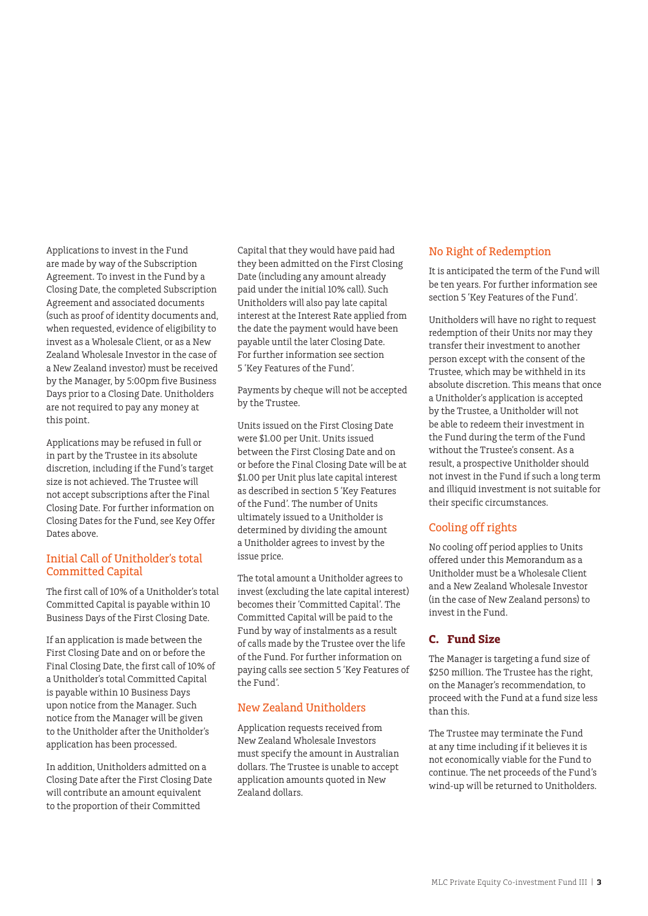Applications to invest in the Fund are made by way of the Subscription Agreement. To invest in the Fund by a Closing Date, the completed Subscription Agreement and associated documents (such as proof of identity documents and, when requested, evidence of eligibility to invest as a Wholesale Client, or as a New Zealand Wholesale Investor in the case of a New Zealand investor) must be received by the Manager, by 5:00pm five Business Days prior to a Closing Date. Unitholders are not required to pay any money at this point.

Applications may be refused in full or in part by the Trustee in its absolute discretion, including if the Fund's target size is not achieved. The Trustee will not accept subscriptions after the Final Closing Date. For further information on Closing Dates for the Fund, see Key Offer Dates above.

### Initial Call of Unitholder's total Committed Capital

The first call of 10% of a Unitholder's total Committed Capital is payable within 10 Business Days of the First Closing Date.

If an application is made between the First Closing Date and on or before the Final Closing Date, the first call of 10% of a Unitholder's total Committed Capital is payable within 10 Business Days upon notice from the Manager. Such notice from the Manager will be given to the Unitholder after the Unitholder's application has been processed.

In addition, Unitholders admitted on a Closing Date after the First Closing Date will contribute an amount equivalent to the proportion of their Committed Capital that they would have paid had they been admitted on the First Closing Date (including any amount already paid under the initial 10% call). Such Unitholders will also pay late capital interest at the Interest Rate applied from the date the payment would have been payable until the later Closing Date. For further information see section 5 'Key Features of the Fund'.

Payments by cheque will not be accepted by the Trustee.

Units issued on the First Closing Date were $1.00 per Unit. Units issued between the First Closing Date and on or before the Final Closing Date will be at $1.00 per Unit plus late capital interest as described in section 5 'Key Features of the Fund'. The number of Units ultimately issued to a Unitholder is determined by dividing the amount a Unitholder agrees to invest by the issue price.

The total amount a Unitholder agrees to invest (excluding the late capital interest) becomes their 'Committed Capital'. The Committed Capital will be paid to the Fund by way of instalments as a result of calls made by the Trustee over the life of the Fund. For further information on paying calls see section 5 'Key Features of the Fund'.

### New Zealand Unitholders

Application requests received from New Zealand Wholesale Investors must specify the amount in Australian dollars. The Trustee is unable to accept application amounts quoted in New Zealand dollars.

### No Right of Redemption

It is anticipated the term of the Fund will be ten years. For further information see section 5 'Key Features of the Fund'.

Unitholders will have no right to request redemption of their Units nor may they transfer their investment to another person except with the consent of the Trustee, which may be withheld in its absolute discretion. This means that once a Unitholder's application is accepted by the Trustee, a Unitholder will not be able to redeem their investment in the Fund during the term of the Fund without the Trustee's consent. As a result, a prospective Unitholder should not invest in the Fund if such a long term and illiquid investment is not suitable for their specific circumstances.

### Cooling off rights

No cooling off period applies to Units offered under this Memorandum as a Unitholder must be a Wholesale Client and a New Zealand Wholesale Investor (in the case of New Zealand persons) to invest in the Fund.

## C. Fund Size

The Manager is targeting a fund size of $250 million. The Trustee has the right, on the Manager's recommendation, to proceed with the Fund at a fund size less than this.

The Trustee may terminate the Fund at any time including if it believes it is not economically viable for the Fund to continue. The net proceeds of the Fund's wind-up will be returned to Unitholders.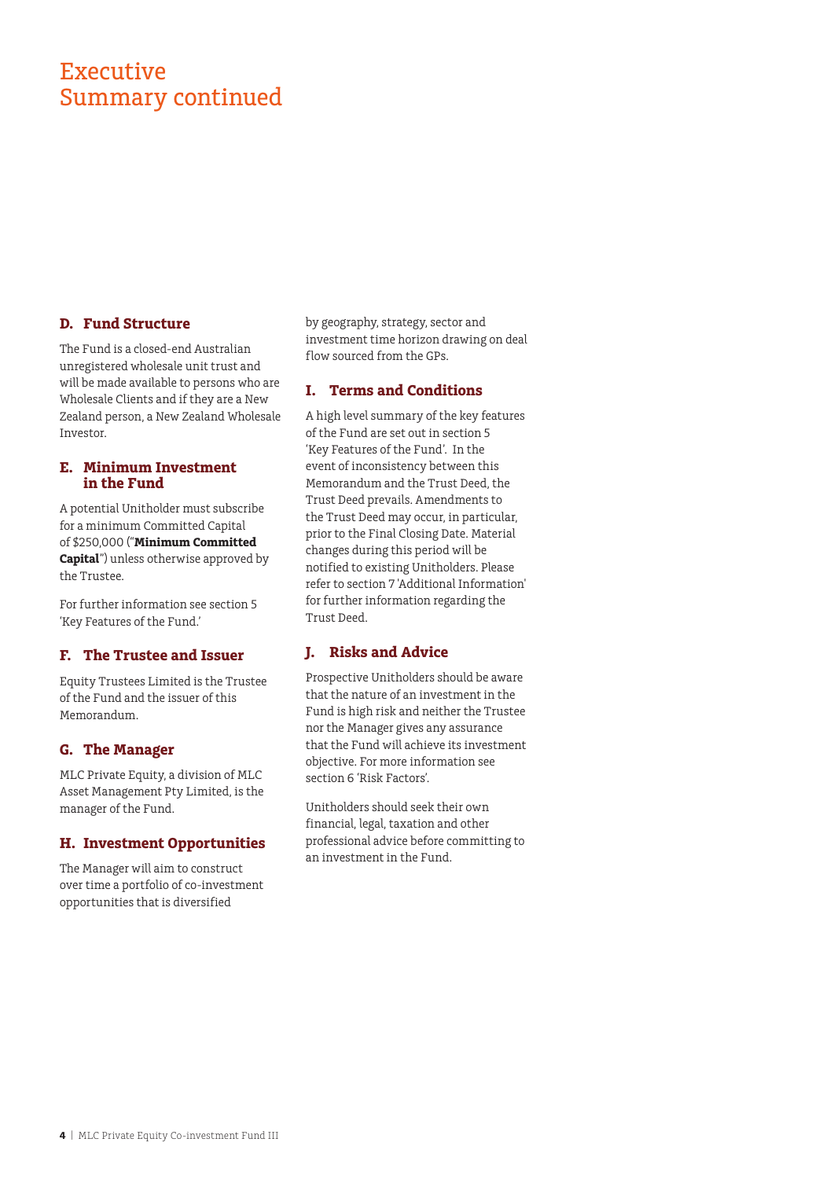# Executive Summary continued

### D. Fund Structure

The Fund is a closed-end Australian unregistered wholesale unit trust and will be made available to persons who are Wholesale Clients and if they are a New Zealand person, a New Zealand Wholesale Investor.

### E. Minimum Investment in the Fund

A potential Unitholder must subscribe for a minimum Committed Capital of $250,000 ("**Minimum Committed Capital**") unless otherwise approved by the Trustee.

For further information see section 5 'Key Features of the Fund.'

### F. The Trustee and Issuer

Equity Trustees Limited is the Trustee of the Fund and the issuer of this Memorandum.

### G. The Manager

MLC Private Equity, a division of MLC Asset Management Pty Limited, is the manager of the Fund.

### H. Investment Opportunities

The Manager will aim to construct over time a portfolio of co-investment opportunities that is diversified by geography, strategy, sector and investment time horizon drawing on deal flow sourced from the GPs.

### I. Terms and Conditions

A high level summary of the key features of the Fund are set out in section 5 'Key Features of the Fund'. In the event of inconsistency between this Memorandum and the Trust Deed, the Trust Deed prevails. Amendments to the Trust Deed may occur, in particular, prior to the Final Closing Date. Material changes during this period will be notified to existing Unitholders. Please refer to section 7 'Additional Information' for further information regarding the Trust Deed.

### J. Risks and Advice

Prospective Unitholders should be aware that the nature of an investment in the Fund is high risk and neither the Trustee nor the Manager gives any assurance that the Fund will achieve its investment objective. For more information see section 6 'Risk Factors'.

Unitholders should seek their own financial, legal, taxation and other professional advice before committing to an investment in the Fund.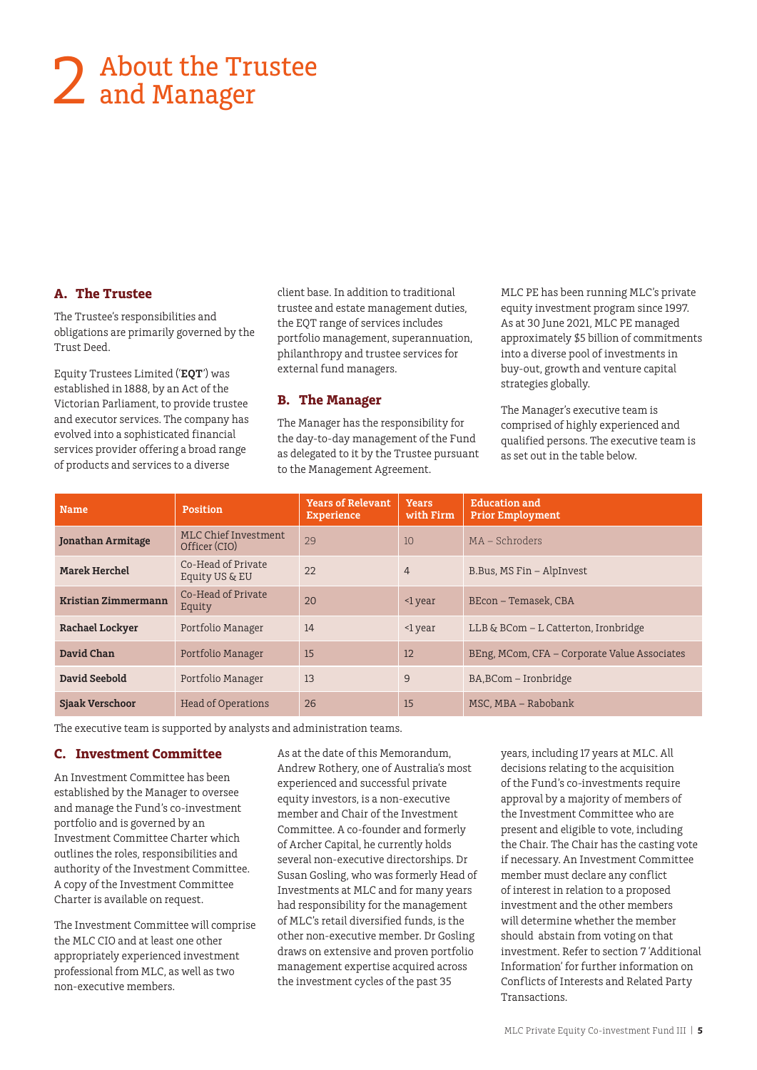# 2 About the Trustee and Manager

## A. The Trustee

The Trustee's responsibilities and obligations are primarily governed by the Trust Deed.

Equity Trustees Limited ('**EQT**') was established in 1888, by an Act of the Victorian Parliament, to provide trustee and executor services. The company has evolved into a sophisticated financial services provider offering a broad range of products and services to a diverse client base. In addition to traditional trustee and estate management duties, the EQT range of services includes portfolio management, superannuation, philanthropy and trustee services for external fund managers.

## B. The Manager

The Manager has the responsibility for the day-to-day management of the Fund as delegated to it by the Trustee pursuant to the Management Agreement.

MLC PE has been running MLC's private equity investment program since 1997. As at 30 June 2021, MLC PE managed approximately $5 billion of commitments into a diverse pool of investments in buy-out, growth and venture capital strategies globally.

The Manager's executive team is comprised of highly experienced and qualified persons. The executive team is as set out in the table below.

| Name | Position | Years of Relevant Experience | Years with Firm | Education and Prior Employment |
|---|---|---|---|---|
| **Jonathan Armitage** | MLC Chief Investment Officer (CIO) | 29 | 10 | MA – Schroders |
| **Marek Herchel** | Co-Head of Private Equity US & EU | 22 | 4 | B.Bus, MS Fin – AlpInvest |
| **Kristian Zimmermann** | Co-Head of Private Equity | 20 | <1 year | BEcon – Temasek, CBA |
| **Rachael Lockyer** | Portfolio Manager | 14 | <1 year | LLB & BCom – L Catterton, Ironbridge |
| **David Chan** | Portfolio Manager | 15 | 12 | BEng, MCom, CFA – Corporate Value Associates |
| **David Seebold** | Portfolio Manager | 13 | 9 | BA,BCom – Ironbridge |
| **Sjaak Verschoor** | Head of Operations | 26 | 15 | MSC, MBA – Rabobank |

The executive team is supported by analysts and administration teams.

## C. Investment Committee

An Investment Committee has been established by the Manager to oversee and manage the Fund's co-investment portfolio and is governed by an Investment Committee Charter which outlines the roles, responsibilities and authority of the Investment Committee. A copy of the Investment Committee Charter is available on request.

The Investment Committee will comprise the MLC CIO and at least one other appropriately experienced investment professional from MLC, as well as two non-executive members.

As at the date of this Memorandum, Andrew Rothery, one of Australia's most experienced and successful private equity investors, is a non-executive member and Chair of the Investment Committee. A co-founder and formerly of Archer Capital, he currently holds several non-executive directorships. Dr Susan Gosling, who was formerly Head of Investments at MLC and for many years had responsibility for the management of MLC's retail diversified funds, is the other non-executive member. Dr Gosling draws on extensive and proven portfolio management expertise acquired across the investment cycles of the past 35 years, including 17 years at MLC. All decisions relating to the acquisition of the Fund's co-investments require approval by a majority of members of the Investment Committee who are present and eligible to vote, including the Chair. The Chair has the casting vote if necessary. An Investment Committee member must declare any conflict of interest in relation to a proposed investment and the other members will determine whether the member should abstain from voting on that investment. Refer to section 7 'Additional Information' for further information on Conflicts of Interests and Related Party Transactions.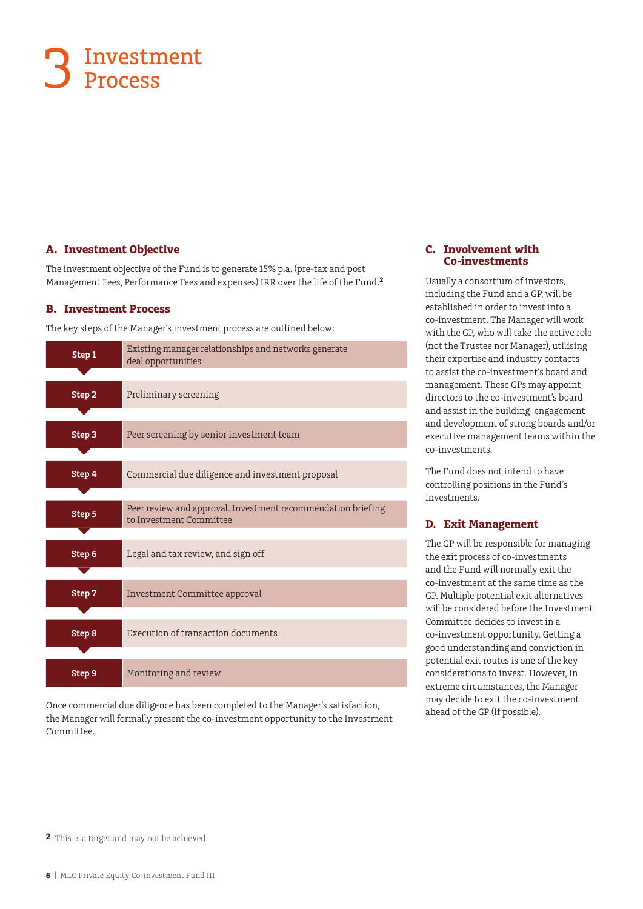# 3 Investment Process

## A. Investment Objective

The investment objective of the Fund is to generate 15% p.a. (pre-tax and post Management Fees, Performance Fees and expenses) IRR over the life of the Fund.[2]

## B. Investment Process

The key steps of the Manager's investment process are outlined below:

| Step | Description |
|---|---|
| **Step 1** | Existing manager relationships and networks generate deal opportunities |
| **Step 2** | Preliminary screening |
| **Step 3** | Peer screening by senior investment team |
| **Step 4** | Commercial due diligence and investment proposal |
| **Step 5** | Peer review and approval. Investment recommendation briefing to Investment Committee |
| **Step 6** | Legal and tax review, and sign off |
| **Step 7** | Investment Committee approval |
| **Step 8** | Execution of transaction documents |
| **Step 9** | Monitoring and review |

Once commercial due diligence has been completed to the Manager's satisfaction, the Manager will formally present the co-investment opportunity to the Investment Committee.

## C. Involvement with Co-investments

Usually a consortium of investors, including the Fund and a GP, will be established in order to invest into a co-investment. The Manager will work with the GP, who will take the active role (not the Trustee nor Manager), utilising their expertise and industry contacts to assist the co-investment's board and management. These GPs may appoint directors to the co-investment's board and assist in the building, engagement and development of strong boards and/or executive management teams within the co-investments.

The Fund does not intend to have controlling positions in the Fund's investments.

## D. Exit Management

The GP will be responsible for managing the exit process of co-investments and the Fund will normally exit the co-investment at the same time as the GP. Multiple potential exit alternatives will be considered before the Investment Committee decides to invest in a co-investment opportunity. Getting a good understanding and conviction in potential exit routes is one of the key considerations to invest. However, in extreme circumstances, the Manager may decide to exit the co-investment ahead of the GP (if possible).

[2] This is a target and may not be achieved.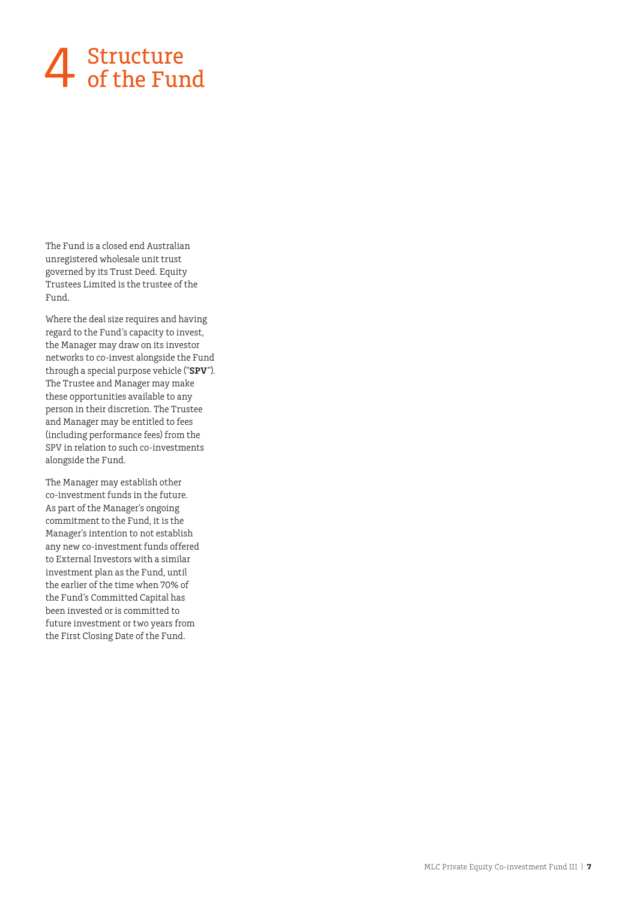# 4 Structure of the Fund

The Fund is a closed end Australian unregistered wholesale unit trust governed by its Trust Deed. Equity Trustees Limited is the trustee of the Fund.

Where the deal size requires and having regard to the Fund's capacity to invest, the Manager may draw on its investor networks to co-invest alongside the Fund through a special purpose vehicle ("**SPV**"). The Trustee and Manager may make these opportunities available to any person in their discretion. The Trustee and Manager may be entitled to fees (including performance fees) from the SPV in relation to such co-investments alongside the Fund.

The Manager may establish other co-investment funds in the future. As part of the Manager's ongoing commitment to the Fund, it is the Manager's intention to not establish any new co-investment funds offered to External Investors with a similar investment plan as the Fund, until the earlier of the time when 70% of the Fund's Committed Capital has been invested or is committed to future investment or two years from the First Closing Date of the Fund.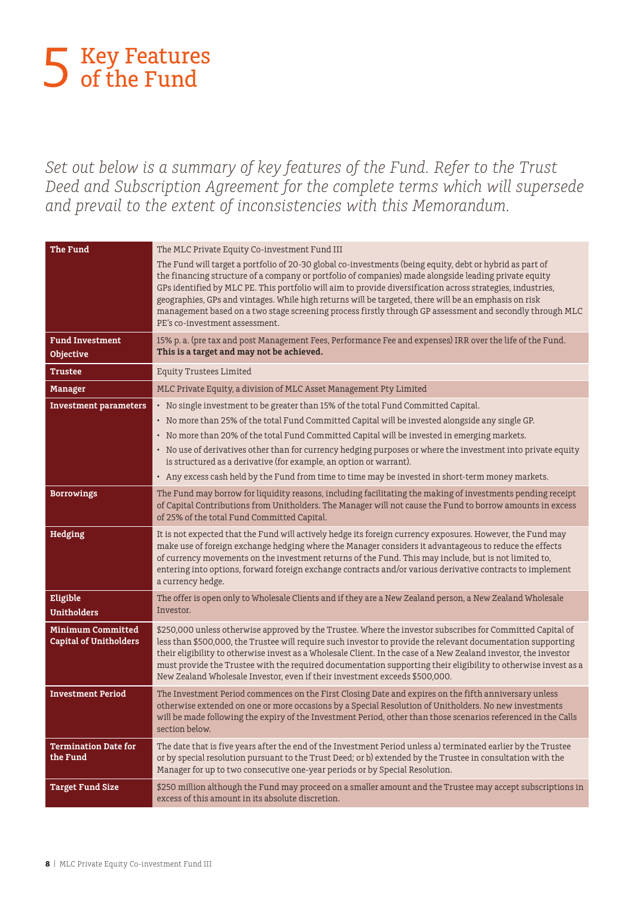# 5 Key Features of the Fund

*Set out below is a summary of key features of the Fund. Refer to the Trust Deed and Subscription Agreement for the complete terms which will supersede and prevail to the extent of inconsistencies with this Memorandum.*

| | |
|---|---|
| **The Fund** | The MLC Private Equity Co-investment Fund III<br><br>The Fund will target a portfolio of 20-30 global co-investments (being equity, debt or hybrid as part of the financing structure of a company or portfolio of companies) made alongside leading private equity GPs identified by MLC PE. This portfolio will aim to provide diversification across strategies, industries, geographies, GPs and vintages. While high returns will be targeted, there will be an emphasis on risk management based on a two stage screening process firstly through GP assessment and secondly through MLC PE's co-investment assessment. |
| **Fund Investment Objective** | 15% p. a. (pre tax and post Management Fees, Performance Fee and expenses) IRR over the life of the Fund. **This is a target and may not be achieved.** |
| **Trustee** | Equity Trustees Limited |
| **Manager** | MLC Private Equity, a division of MLC Asset Management Pty Limited |
| **Investment parameters** | • No single investment to be greater than 15% of the total Fund Committed Capital.<br>• No more than 25% of the total Fund Committed Capital will be invested alongside any single GP.<br>• No more than 20% of the total Fund Committed Capital will be invested in emerging markets.<br>• No use of derivatives other than for currency hedging purposes or where the investment into private equity is structured as a derivative (for example, an option or warrant).<br>• Any excess cash held by the Fund from time to time may be invested in short-term money markets. |
| **Borrowings** | The Fund may borrow for liquidity reasons, including facilitating the making of investments pending receipt of Capital Contributions from Unitholders. The Manager will not cause the Fund to borrow amounts in excess of 25% of the total Fund Committed Capital. |
| **Hedging** | It is not expected that the Fund will actively hedge its foreign currency exposures. However, the Fund may make use of foreign exchange hedging where the Manager considers it advantageous to reduce the effects of currency movements on the investment returns of the Fund. This may include, but is not limited to, entering into options, forward foreign exchange contracts and/or various derivative contracts to implement a currency hedge. |
| **Eligible Unitholders** | The offer is open only to Wholesale Clients and if they are a New Zealand person, a New Zealand Wholesale Investor. |
| **Minimum Committed Capital of Unitholders** | $250,000 unless otherwise approved by the Trustee. Where the investor subscribes for Committed Capital of less than $500,000, the Trustee will require such investor to provide the relevant documentation supporting their eligibility to otherwise invest as a Wholesale Client. In the case of a New Zealand investor, the investor must provide the Trustee with the required documentation supporting their eligibility to otherwise invest as a New Zealand Wholesale Investor, even if their investment exceeds $500,000. |
| **Investment Period** | The Investment Period commences on the First Closing Date and expires on the fifth anniversary unless otherwise extended on one or more occasions by a Special Resolution of Unitholders. No new investments will be made following the expiry of the Investment Period, other than those scenarios referenced in the Calls section below. |
| **Termination Date for the Fund** | The date that is five years after the end of the Investment Period unless a) terminated earlier by the Trustee or by special resolution pursuant to the Trust Deed; or b) extended by the Trustee in consultation with the Manager for up to two consecutive one-year periods or by Special Resolution. |
| **Target Fund Size** | $250 million although the Fund may proceed on a smaller amount and the Trustee may accept subscriptions in excess of this amount in its absolute discretion. |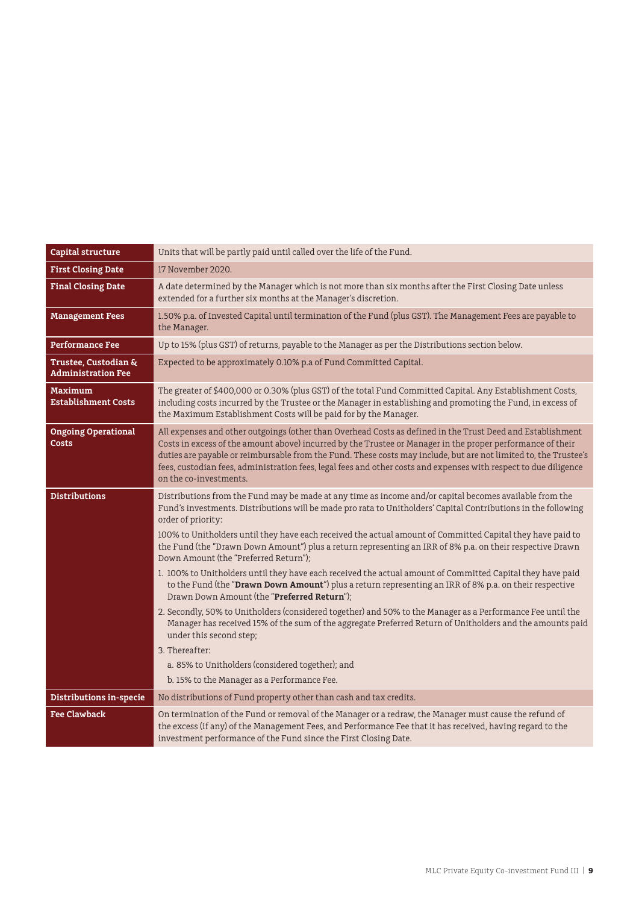| | |
|---|---|
| **Capital structure** | Units that will be partly paid until called over the life of the Fund. |
| **First Closing Date** | 17 November 2020. |
| **Final Closing Date** | A date determined by the Manager which is not more than six months after the First Closing Date unless extended for a further six months at the Manager's discretion. |
| **Management Fees** | 1.50% p.a. of Invested Capital until termination of the Fund (plus GST). The Management Fees are payable to the Manager. |
| **Performance Fee** | Up to 15% (plus GST) of returns, payable to the Manager as per the Distributions section below. |
| **Trustee, Custodian & Administration Fee** | Expected to be approximately 0.10% p.a of Fund Committed Capital. |
| **Maximum Establishment Costs** | The greater of $400,000 or 0.30% (plus GST) of the total Fund Committed Capital. Any Establishment Costs, including costs incurred by the Trustee or the Manager in establishing and promoting the Fund, in excess of the Maximum Establishment Costs will be paid for by the Manager. |
| **Ongoing Operational Costs** | All expenses and other outgoings (other than Overhead Costs as defined in the Trust Deed and Establishment Costs in excess of the amount above) incurred by the Trustee or Manager in the proper performance of their duties are payable or reimbursable from the Fund. These costs may include, but are not limited to, the Trustee's fees, custodian fees, administration fees, legal fees and other costs and expenses with respect to due diligence on the co-investments. |
| **Distributions** | Distributions from the Fund may be made at any time as income and/or capital becomes available from the Fund's investments. Distributions will be made pro rata to Unitholders' Capital Contributions in the following order of priority:<br><br>100% to Unitholders until they have each received the actual amount of Committed Capital they have paid to the Fund (the "Drawn Down Amount") plus a return representing an IRR of 8% p.a. on their respective Drawn Down Amount (the "Preferred Return");<br><br>1. 100% to Unitholders until they have each received the actual amount of Committed Capital they have paid to the Fund (the "**Drawn Down Amount**") plus a return representing an IRR of 8% p.a. on their respective Drawn Down Amount (the "**Preferred Return**");<br>2. Secondly, 50% to Unitholders (considered together) and 50% to the Manager as a Performance Fee until the Manager has received 15% of the sum of the aggregate Preferred Return of Unitholders and the amounts paid under this second step;<br>3. Thereafter:<br>a. 85% to Unitholders (considered together); and<br>b. 15% to the Manager as a Performance Fee. |
| **Distributions in-specie** | No distributions of Fund property other than cash and tax credits. |
| **Fee Clawback** | On termination of the Fund or removal of the Manager or a redraw, the Manager must cause the refund of the excess (if any) of the Management Fees, and Performance Fee that it has received, having regard to the investment performance of the Fund since the First Closing Date. |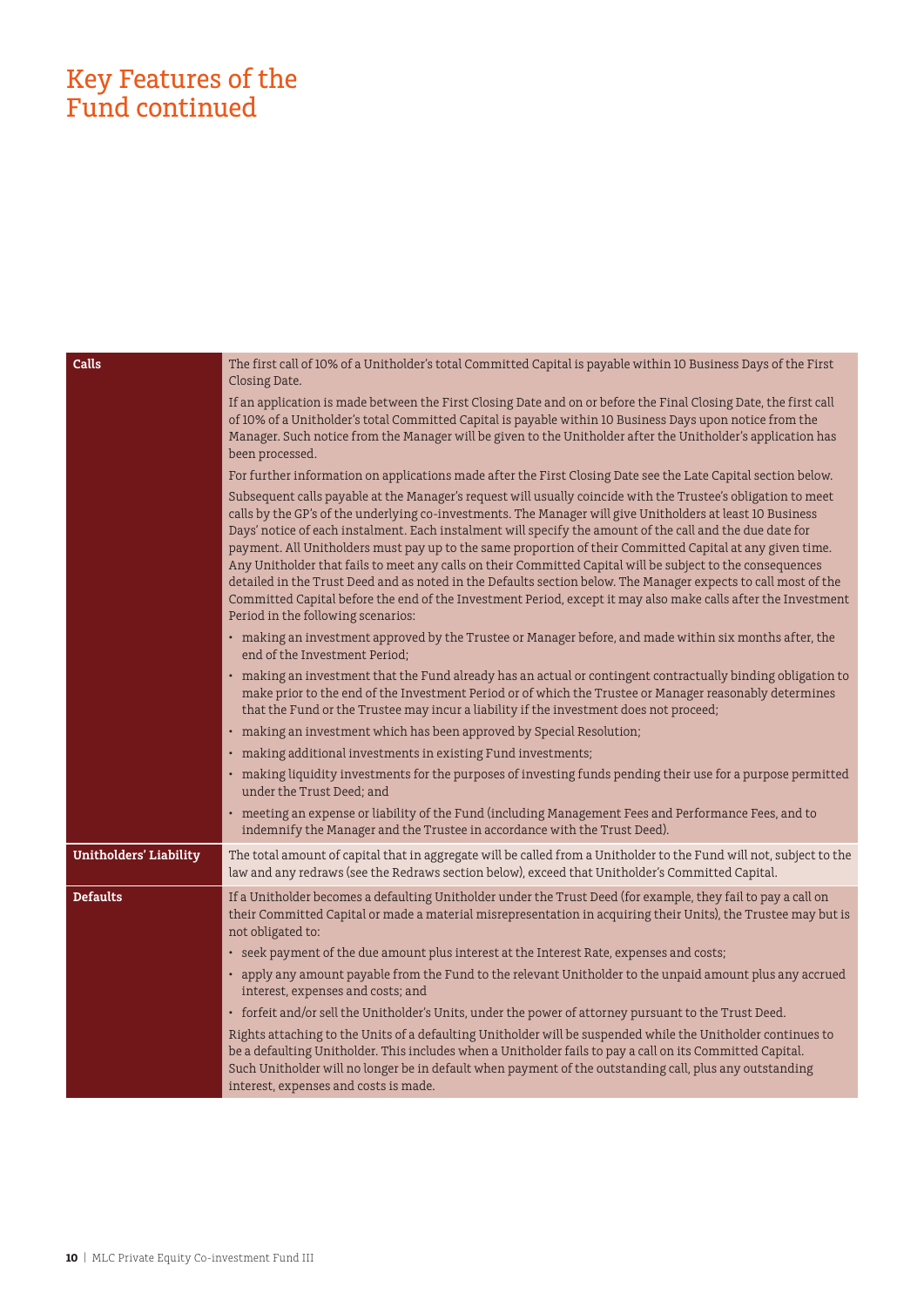# Key Features of the Fund continued

| | |
|---|---|
| **Calls** | The first call of 10% of a Unitholder's total Committed Capital is payable within 10 Business Days of the First Closing Date.<br><br>If an application is made between the First Closing Date and on or before the Final Closing Date, the first call of 10% of a Unitholder's total Committed Capital is payable within 10 Business Days upon notice from the Manager. Such notice from the Manager will be given to the Unitholder after the Unitholder's application has been processed.<br><br>For further information on applications made after the First Closing Date see the Late Capital section below.<br><br>Subsequent calls payable at the Manager's request will usually coincide with the Trustee's obligation to meet calls by the GP's of the underlying co-investments. The Manager will give Unitholders at least 10 Business Days' notice of each instalment. Each instalment will specify the amount of the call and the due date for payment. All Unitholders must pay up to the same proportion of their Committed Capital at any given time. Any Unitholder that fails to meet any calls on their Committed Capital will be subject to the consequences detailed in the Trust Deed and as noted in the Defaults section below. The Manager expects to call most of the Committed Capital before the end of the Investment Period, except it may also make calls after the Investment Period in the following scenarios:<br><br>• making an investment approved by the Trustee or Manager before, and made within six months after, the end of the Investment Period;<br>• making an investment that the Fund already has an actual or contingent contractually binding obligation to make prior to the end of the Investment Period or of which the Trustee or Manager reasonably determines that the Fund or the Trustee may incur a liability if the investment does not proceed;<br>• making an investment which has been approved by Special Resolution;<br>• making additional investments in existing Fund investments;<br>• making liquidity investments for the purposes of investing funds pending their use for a purpose permitted under the Trust Deed; and<br>• meeting an expense or liability of the Fund (including Management Fees and Performance Fees, and to indemnify the Manager and the Trustee in accordance with the Trust Deed). |
| **Unitholders' Liability** | The total amount of capital that in aggregate will be called from a Unitholder to the Fund will not, subject to the law and any redraws (see the Redraws section below), exceed that Unitholder's Committed Capital. |
| **Defaults** | If a Unitholder becomes a defaulting Unitholder under the Trust Deed (for example, they fail to pay a call on their Committed Capital or made a material misrepresentation in acquiring their Units), the Trustee may but is not obligated to:<br><br>• seek payment of the due amount plus interest at the Interest Rate, expenses and costs;<br>• apply any amount payable from the Fund to the relevant Unitholder to the unpaid amount plus any accrued interest, expenses and costs; and<br>• forfeit and/or sell the Unitholder's Units, under the power of attorney pursuant to the Trust Deed.<br><br>Rights attaching to the Units of a defaulting Unitholder will be suspended while the Unitholder continues to be a defaulting Unitholder. This includes when a Unitholder fails to pay a call on its Committed Capital. Such Unitholder will no longer be in default when payment of the outstanding call, plus any outstanding interest, expenses and costs is made. |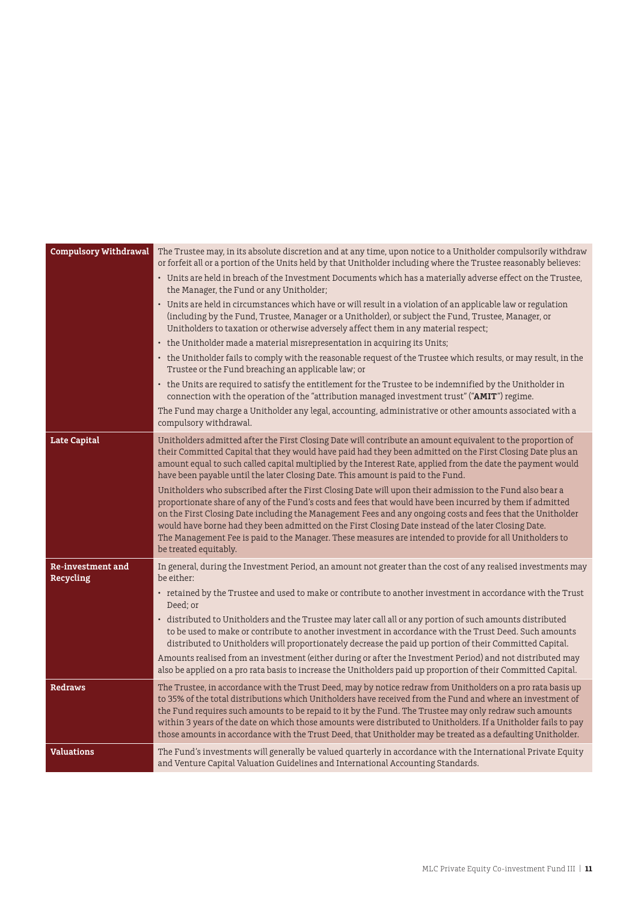| | |
|---|---|
| **Compulsory Withdrawal** | The Trustee may, in its absolute discretion and at any time, upon notice to a Unitholder compulsorily withdraw or forfeit all or a portion of the Units held by that Unitholder including where the Trustee reasonably believes:<br>• Units are held in breach of the Investment Documents which has a materially adverse effect on the Trustee, the Manager, the Fund or any Unitholder;<br>• Units are held in circumstances which have or will result in a violation of an applicable law or regulation (including by the Fund, Trustee, Manager or a Unitholder), or subject the Fund, Trustee, Manager, or Unitholders to taxation or otherwise adversely affect them in any material respect;<br>• the Unitholder made a material misrepresentation in acquiring its Units;<br>• the Unitholder fails to comply with the reasonable request of the Trustee which results, or may result, in the Trustee or the Fund breaching an applicable law; or<br>• the Units are required to satisfy the entitlement for the Trustee to be indemnified by the Unitholder in connection with the operation of the "attribution managed investment trust" ("**AMIT**") regime.<br>The Fund may charge a Unitholder any legal, accounting, administrative or other amounts associated with a compulsory withdrawal. |
| **Late Capital** | Unitholders admitted after the First Closing Date will contribute an amount equivalent to the proportion of their Committed Capital that they would have paid had they been admitted on the First Closing Date plus an amount equal to such called capital multiplied by the Interest Rate, applied from the date the payment would have been payable until the later Closing Date. This amount is paid to the Fund.<br>Unitholders who subscribed after the First Closing Date will upon their admission to the Fund also bear a proportionate share of any of the Fund's costs and fees that would have been incurred by them if admitted on the First Closing Date including the Management Fees and any ongoing costs and fees that the Unitholder would have borne had they been admitted on the First Closing Date instead of the later Closing Date. The Management Fee is paid to the Manager. These measures are intended to provide for all Unitholders to be treated equitably. |
| **Re-investment and Recycling** | In general, during the Investment Period, an amount not greater than the cost of any realised investments may be either:<br>• retained by the Trustee and used to make or contribute to another investment in accordance with the Trust Deed; or<br>• distributed to Unitholders and the Trustee may later call all or any portion of such amounts distributed to be used to make or contribute to another investment in accordance with the Trust Deed. Such amounts distributed to Unitholders will proportionately decrease the paid up portion of their Committed Capital.<br>Amounts realised from an investment (either during or after the Investment Period) and not distributed may also be applied on a pro rata basis to increase the Unitholders paid up proportion of their Committed Capital. |
| **Redraws** | The Trustee, in accordance with the Trust Deed, may by notice redraw from Unitholders on a pro rata basis up to 35% of the total distributions which Unitholders have received from the Fund and where an investment of the Fund requires such amounts to be repaid to it by the Fund. The Trustee may only redraw such amounts within 3 years of the date on which those amounts were distributed to Unitholders. If a Unitholder fails to pay those amounts in accordance with the Trust Deed, that Unitholder may be treated as a defaulting Unitholder. |
| **Valuations** | The Fund's investments will generally be valued quarterly in accordance with the International Private Equity and Venture Capital Valuation Guidelines and International Accounting Standards. |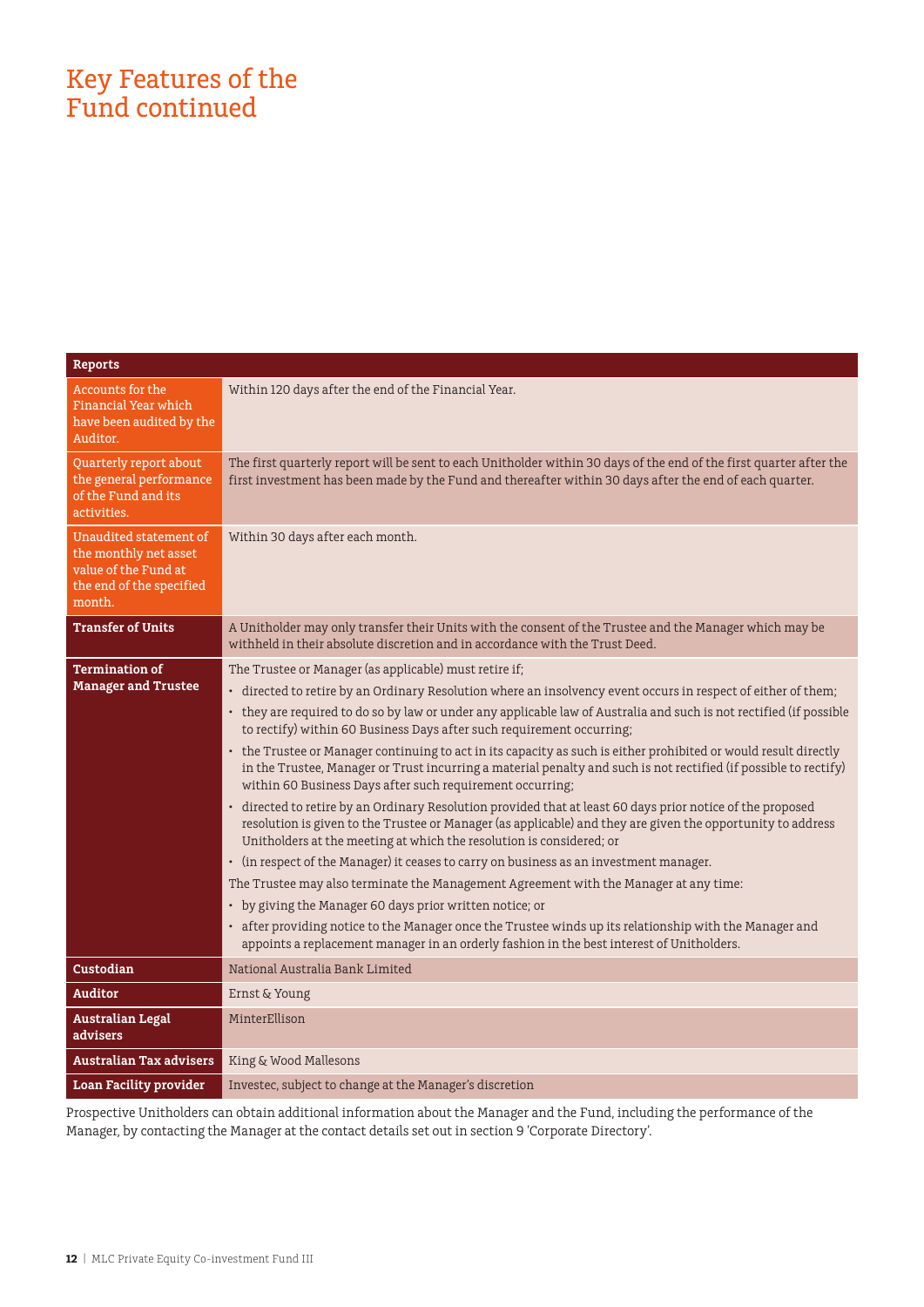# Key Features of the Fund continued

| Reports | |
|---|---|
| Accounts for the Financial Year which have been audited by the Auditor. | Within 120 days after the end of the Financial Year. |
| Quarterly report about the general performance of the Fund and its activities. | The first quarterly report will be sent to each Unitholder within 30 days of the end of the first quarter after the first investment has been made by the Fund and thereafter within 30 days after the end of each quarter. |
| Unaudited statement of the monthly net asset value of the Fund at the end of the specified month. | Within 30 days after each month. |
| **Transfer of Units** | A Unitholder may only transfer their Units with the consent of the Trustee and the Manager which may be withheld in their absolute discretion and in accordance with the Trust Deed. |
| **Termination of Manager and Trustee** | The Trustee or Manager (as applicable) must retire if;<br>• directed to retire by an Ordinary Resolution where an insolvency event occurs in respect of either of them;<br>• they are required to do so by law or under any applicable law of Australia and such is not rectified (if possible to rectify) within 60 Business Days after such requirement occurring;<br>• the Trustee or Manager continuing to act in its capacity as such is either prohibited or would result directly in the Trustee, Manager or Trust incurring a material penalty and such is not rectified (if possible to rectify) within 60 Business Days after such requirement occurring;<br>• directed to retire by an Ordinary Resolution provided that at least 60 days prior notice of the proposed resolution is given to the Trustee or Manager (as applicable) and they are given the opportunity to address Unitholders at the meeting at which the resolution is considered; or<br>• (in respect of the Manager) it ceases to carry on business as an investment manager.<br>The Trustee may also terminate the Management Agreement with the Manager at any time:<br>• by giving the Manager 60 days prior written notice; or<br>• after providing notice to the Manager once the Trustee winds up its relationship with the Manager and appoints a replacement manager in an orderly fashion in the best interest of Unitholders. |
| **Custodian** | National Australia Bank Limited |
| **Auditor** | Ernst & Young |
| **Australian Legal advisers** | MinterEllison |
| **Australian Tax advisers** | King & Wood Mallesons |
| **Loan Facility provider** | Investec, subject to change at the Manager's discretion |

Prospective Unitholders can obtain additional information about the Manager and the Fund, including the performance of the Manager, by contacting the Manager at the contact details set out in section 9 'Corporate Directory'.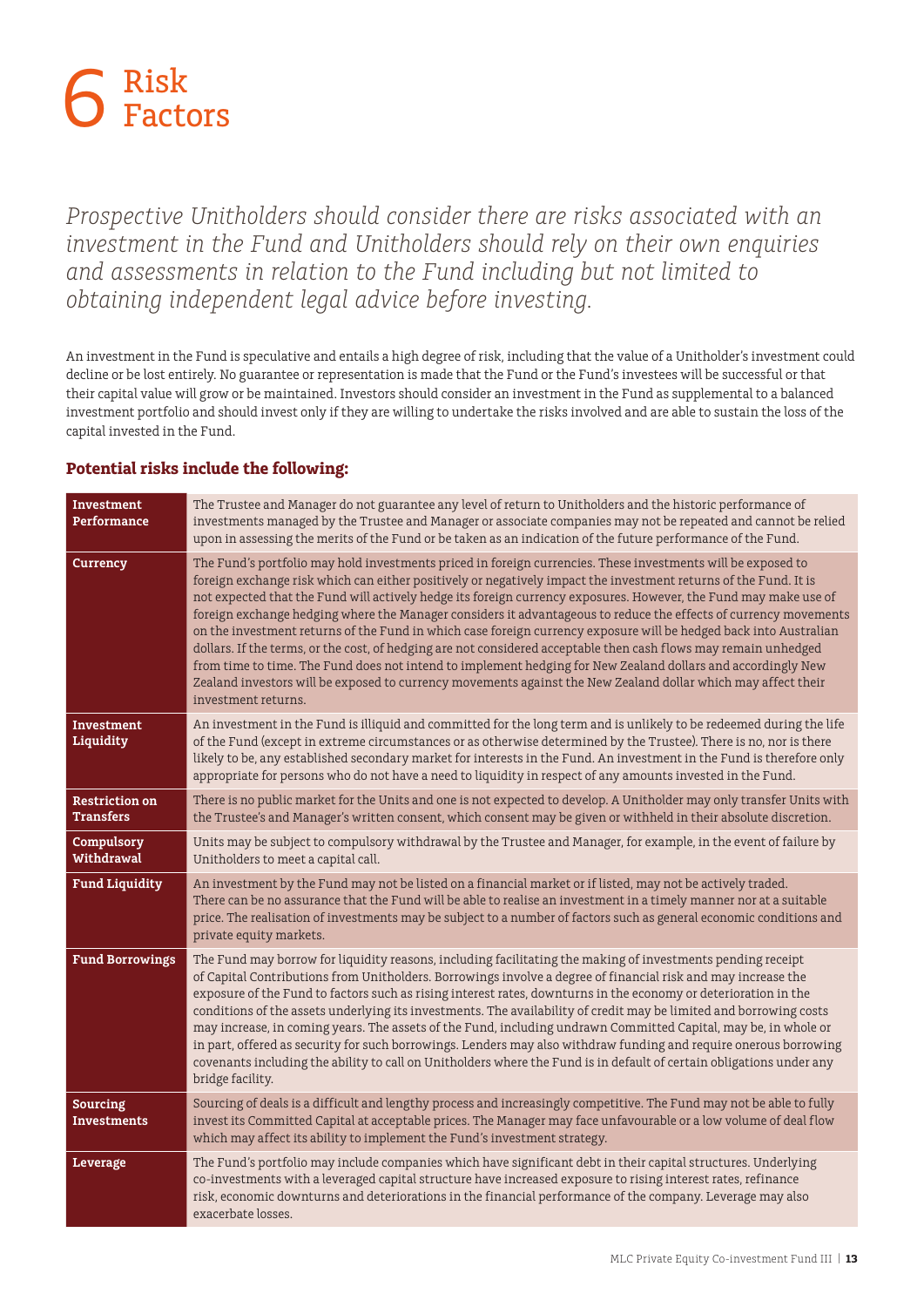# 6 Risk Factors

*Prospective Unitholders should consider there are risks associated with an investment in the Fund and Unitholders should rely on their own enquiries and assessments in relation to the Fund including but not limited to obtaining independent legal advice before investing.*

An investment in the Fund is speculative and entails a high degree of risk, including that the value of a Unitholder's investment could decline or be lost entirely. No guarantee or representation is made that the Fund or the Fund's investees will be successful or that their capital value will grow or be maintained. Investors should consider an investment in the Fund as supplemental to a balanced investment portfolio and should invest only if they are willing to undertake the risks involved and are able to sustain the loss of the capital invested in the Fund.

### Potential risks include the following:

| | |
|---|---|
| **Investment Performance** | The Trustee and Manager do not guarantee any level of return to Unitholders and the historic performance of investments managed by the Trustee and Manager or associate companies may not be repeated and cannot be relied upon in assessing the merits of the Fund or be taken as an indication of the future performance of the Fund. |
| **Currency** | The Fund's portfolio may hold investments priced in foreign currencies. These investments will be exposed to foreign exchange risk which can either positively or negatively impact the investment returns of the Fund. It is not expected that the Fund will actively hedge its foreign currency exposures. However, the Fund may make use of foreign exchange hedging where the Manager considers it advantageous to reduce the effects of currency movements on the investment returns of the Fund in which case foreign currency exposure will be hedged back into Australian dollars. If the terms, or the cost, of hedging are not considered acceptable then cash flows may remain unhedged from time to time. The Fund does not intend to implement hedging for New Zealand dollars and accordingly New Zealand investors will be exposed to currency movements against the New Zealand dollar which may affect their investment returns. |
| **Investment Liquidity** | An investment in the Fund is illiquid and committed for the long term and is unlikely to be redeemed during the life of the Fund (except in extreme circumstances or as otherwise determined by the Trustee). There is no, nor is there likely to be, any established secondary market for interests in the Fund. An investment in the Fund is therefore only appropriate for persons who do not have a need to liquidity in respect of any amounts invested in the Fund. |
| **Restriction on Transfers** | There is no public market for the Units and one is not expected to develop. A Unitholder may only transfer Units with the Trustee's and Manager's written consent, which consent may be given or withheld in their absolute discretion. |
| **Compulsory Withdrawal** | Units may be subject to compulsory withdrawal by the Trustee and Manager, for example, in the event of failure by Unitholders to meet a capital call. |
| **Fund Liquidity** | An investment by the Fund may not be listed on a financial market or if listed, may not be actively traded. There can be no assurance that the Fund will be able to realise an investment in a timely manner nor at a suitable price. The realisation of investments may be subject to a number of factors such as general economic conditions and private equity markets. |
| **Fund Borrowings** | The Fund may borrow for liquidity reasons, including facilitating the making of investments pending receipt of Capital Contributions from Unitholders. Borrowings involve a degree of financial risk and may increase the exposure of the Fund to factors such as rising interest rates, downturns in the economy or deterioration in the conditions of the assets underlying its investments. The availability of credit may be limited and borrowing costs may increase, in coming years. The assets of the Fund, including undrawn Committed Capital, may be, in whole or in part, offered as security for such borrowings. Lenders may also withdraw funding and require onerous borrowing covenants including the ability to call on Unitholders where the Fund is in default of certain obligations under any bridge facility. |
| **Sourcing Investments** | Sourcing of deals is a difficult and lengthy process and increasingly competitive. The Fund may not be able to fully invest its Committed Capital at acceptable prices. The Manager may face unfavourable or a low volume of deal flow which may affect its ability to implement the Fund's investment strategy. |
| **Leverage** | The Fund's portfolio may include companies which have significant debt in their capital structures. Underlying co-investments with a leveraged capital structure have increased exposure to rising interest rates, refinance risk, economic downturns and deteriorations in the financial performance of the company. Leverage may also exacerbate losses. |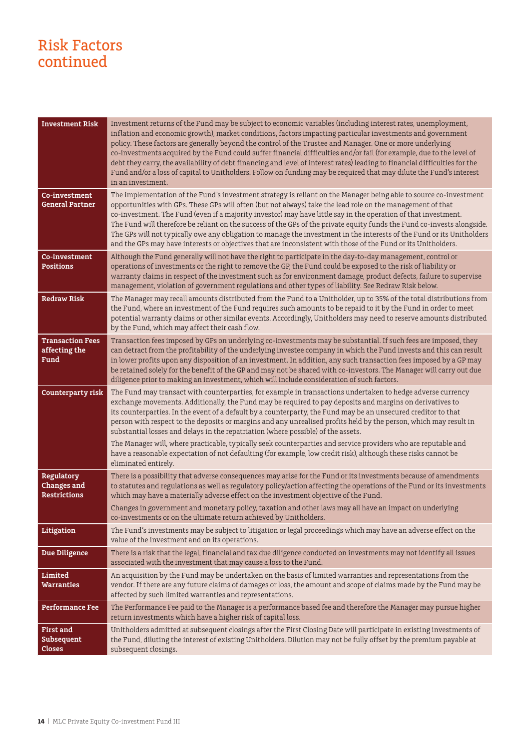# Risk Factors continued

| | |
|---|---|
| **Investment Risk** | Investment returns of the Fund may be subject to economic variables (including interest rates, unemployment, inflation and economic growth), market conditions, factors impacting particular investments and government policy. These factors are generally beyond the control of the Trustee and Manager. One or more underlying co-investments acquired by the Fund could suffer financial difficulties and/or fail (for example, due to the level of debt they carry, the availability of debt financing and level of interest rates) leading to financial difficulties for the Fund and/or a loss of capital to Unitholders. Follow on funding may be required that may dilute the Fund's interest in an investment. |
| **Co-investment General Partner** | The implementation of the Fund's investment strategy is reliant on the Manager being able to source co-investment opportunities with GPs. These GPs will often (but not always) take the lead role on the management of that co-investment. The Fund (even if a majority investor) may have little say in the operation of that investment. The Fund will therefore be reliant on the success of the GPs of the private equity funds the Fund co-invests alongside. The GPs will not typically owe any obligation to manage the investment in the interests of the Fund or its Unitholders and the GPs may have interests or objectives that are inconsistent with those of the Fund or its Unitholders. |
| **Co-investment Positions** | Although the Fund generally will not have the right to participate in the day-to-day management, control or operations of investments or the right to remove the GP, the Fund could be exposed to the risk of liability or warranty claims in respect of the investment such as for environment damage, product defects, failure to supervise management, violation of government regulations and other types of liability. See Redraw Risk below. |
| **Redraw Risk** | The Manager may recall amounts distributed from the Fund to a Unitholder, up to 35% of the total distributions from the Fund, where an investment of the Fund requires such amounts to be repaid to it by the Fund in order to meet potential warranty claims or other similar events. Accordingly, Unitholders may need to reserve amounts distributed by the Fund, which may affect their cash flow. |
| **Transaction Fees affecting the Fund** | Transaction fees imposed by GPs on underlying co-investments may be substantial. If such fees are imposed, they can detract from the profitability of the underlying investee company in which the Fund invests and this can result in lower profits upon any disposition of an investment. In addition, any such transaction fees imposed by a GP may be retained solely for the benefit of the GP and may not be shared with co-investors. The Manager will carry out due diligence prior to making an investment, which will include consideration of such factors. |
| **Counterparty risk** | The Fund may transact with counterparties, for example in transactions undertaken to hedge adverse currency exchange movements. Additionally, the Fund may be required to pay deposits and margins on derivatives to its counterparties. In the event of a default by a counterparty, the Fund may be an unsecured creditor to that person with respect to the deposits or margins and any unrealised profits held by the person, which may result in substantial losses and delays in the repatriation (where possible) of the assets.<br><br>The Manager will, where practicable, typically seek counterparties and service providers who are reputable and have a reasonable expectation of not defaulting (for example, low credit risk), although these risks cannot be eliminated entirely. |
| **Regulatory Changes and Restrictions** | There is a possibility that adverse consequences may arise for the Fund or its investments because of amendments to statutes and regulations as well as regulatory policy/action affecting the operations of the Fund or its investments which may have a materially adverse effect on the investment objective of the Fund.<br><br>Changes in government and monetary policy, taxation and other laws may all have an impact on underlying co-investments or on the ultimate return achieved by Unitholders. |
| **Litigation** | The Fund's investments may be subject to litigation or legal proceedings which may have an adverse effect on the value of the investment and on its operations. |
| **Due Diligence** | There is a risk that the legal, financial and tax due diligence conducted on investments may not identify all issues associated with the investment that may cause a loss to the Fund. |
| **Limited Warranties** | An acquisition by the Fund may be undertaken on the basis of limited warranties and representations from the vendor. If there are any future claims of damages or loss, the amount and scope of claims made by the Fund may be affected by such limited warranties and representations. |
| **Performance Fee** | The Performance Fee paid to the Manager is a performance based fee and therefore the Manager may pursue higher return investments which have a higher risk of capital loss. |
| **First and Subsequent Closes** | Unitholders admitted at subsequent closings after the First Closing Date will participate in existing investments of the Fund, diluting the interest of existing Unitholders. Dilution may not be fully offset by the premium payable at subsequent closings. |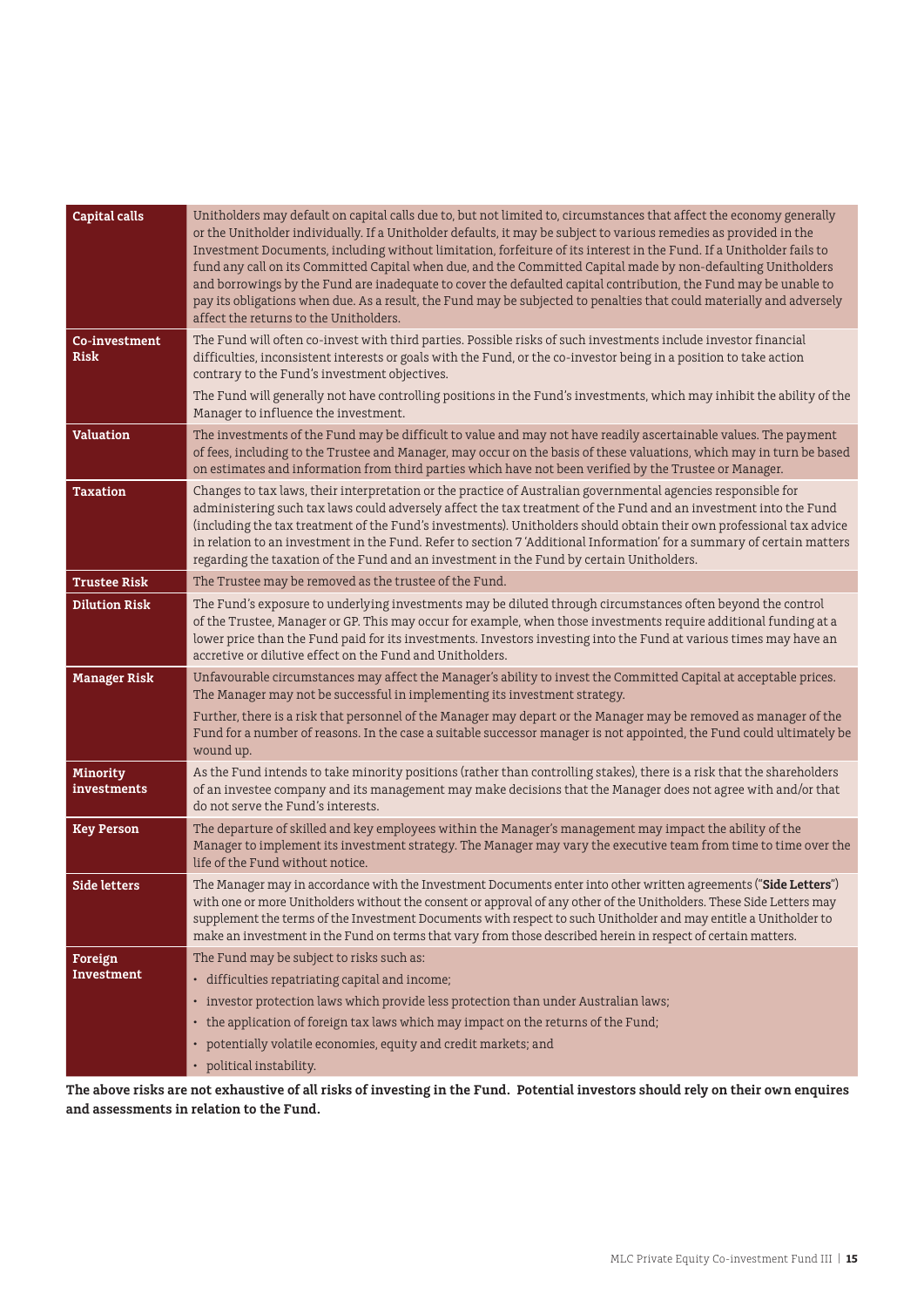| | |
|---|---|
| **Capital calls** | Unitholders may default on capital calls due to, but not limited to, circumstances that affect the economy generally or the Unitholder individually. If a Unitholder defaults, it may be subject to various remedies as provided in the Investment Documents, including without limitation, forfeiture of its interest in the Fund. If a Unitholder fails to fund any call on its Committed Capital when due, and the Committed Capital made by non-defaulting Unitholders and borrowings by the Fund are inadequate to cover the defaulted capital contribution, the Fund may be unable to pay its obligations when due. As a result, the Fund may be subjected to penalties that could materially and adversely affect the returns to the Unitholders. |
| **Co-investment Risk** | The Fund will often co-invest with third parties. Possible risks of such investments include investor financial difficulties, inconsistent interests or goals with the Fund, or the co-investor being in a position to take action contrary to the Fund's investment objectives.<br><br>The Fund will generally not have controlling positions in the Fund's investments, which may inhibit the ability of the Manager to influence the investment. |
| **Valuation** | The investments of the Fund may be difficult to value and may not have readily ascertainable values. The payment of fees, including to the Trustee and Manager, may occur on the basis of these valuations, which may in turn be based on estimates and information from third parties which have not been verified by the Trustee or Manager. |
| **Taxation** | Changes to tax laws, their interpretation or the practice of Australian governmental agencies responsible for administering such tax laws could adversely affect the tax treatment of the Fund and an investment into the Fund (including the tax treatment of the Fund's investments). Unitholders should obtain their own professional tax advice in relation to an investment in the Fund. Refer to section 7 'Additional Information' for a summary of certain matters regarding the taxation of the Fund and an investment in the Fund by certain Unitholders. |
| **Trustee Risk** | The Trustee may be removed as the trustee of the Fund. |
| **Dilution Risk** | The Fund's exposure to underlying investments may be diluted through circumstances often beyond the control of the Trustee, Manager or GP. This may occur for example, when those investments require additional funding at a lower price than the Fund paid for its investments. Investors investing into the Fund at various times may have an accretive or dilutive effect on the Fund and Unitholders. |
| **Manager Risk** | Unfavourable circumstances may affect the Manager's ability to invest the Committed Capital at acceptable prices. The Manager may not be successful in implementing its investment strategy.<br><br>Further, there is a risk that personnel of the Manager may depart or the Manager may be removed as manager of the Fund for a number of reasons. In the case a suitable successor manager is not appointed, the Fund could ultimately be wound up. |
| **Minority investments** | As the Fund intends to take minority positions (rather than controlling stakes), there is a risk that the shareholders of an investee company and its management may make decisions that the Manager does not agree with and/or that do not serve the Fund's interests. |
| **Key Person** | The departure of skilled and key employees within the Manager's management may impact the ability of the Manager to implement its investment strategy. The Manager may vary the executive team from time to time over the life of the Fund without notice. |
| **Side letters** | The Manager may in accordance with the Investment Documents enter into other written agreements ("**Side Letters**") with one or more Unitholders without the consent or approval of any other of the Unitholders. These Side Letters may supplement the terms of the Investment Documents with respect to such Unitholder and may entitle a Unitholder to make an investment in the Fund on terms that vary from those described herein in respect of certain matters. |
| **Foreign Investment** | The Fund may be subject to risks such as:<br>• difficulties repatriating capital and income;<br>• investor protection laws which provide less protection than under Australian laws;<br>• the application of foreign tax laws which may impact on the returns of the Fund;<br>• potentially volatile economies, equity and credit markets; and<br>• political instability. |

**The above risks are not exhaustive of all risks of investing in the Fund. Potential investors should rely on their own enquires and assessments in relation to the Fund.**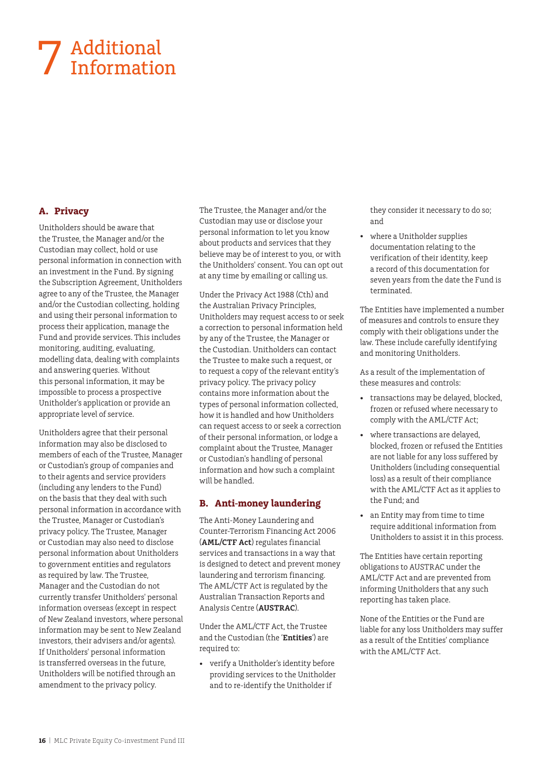# 7 Additional Information

## A. Privacy

Unitholders should be aware that the Trustee, the Manager and/or the Custodian may collect, hold or use personal information in connection with an investment in the Fund. By signing the Subscription Agreement, Unitholders agree to any of the Trustee, the Manager and/or the Custodian collecting, holding and using their personal information to process their application, manage the Fund and provide services. This includes monitoring, auditing, evaluating, modelling data, dealing with complaints and answering queries. Without this personal information, it may be impossible to process a prospective Unitholder's application or provide an appropriate level of service.

Unitholders agree that their personal information may also be disclosed to members of each of the Trustee, Manager or Custodian's group of companies and to their agents and service providers (including any lenders to the Fund) on the basis that they deal with such personal information in accordance with the Trustee, Manager or Custodian's privacy policy. The Trustee, Manager or Custodian may also need to disclose personal information about Unitholders to government entities and regulators as required by law. The Trustee, Manager and the Custodian do not currently transfer Unitholders' personal information overseas (except in respect of New Zealand investors, where personal information may be sent to New Zealand investors, their advisers and/or agents). If Unitholders' personal information is transferred overseas in the future, Unitholders will be notified through an amendment to the privacy policy.

The Trustee, the Manager and/or the Custodian may use or disclose your personal information to let you know about products and services that they believe may be of interest to you, or with the Unitholders' consent. You can opt out at any time by emailing or calling us.

Under the Privacy Act 1988 (Cth) and the Australian Privacy Principles, Unitholders may request access to or seek a correction to personal information held by any of the Trustee, the Manager or the Custodian. Unitholders can contact the Trustee to make such a request, or to request a copy of the relevant entity's privacy policy. The privacy policy contains more information about the types of personal information collected, how it is handled and how Unitholders can request access to or seek a correction of their personal information, or lodge a complaint about the Trustee, Manager or Custodian's handling of personal information and how such a complaint will be handled.

## B. Anti-money laundering

The Anti-Money Laundering and Counter-Terrorism Financing Act 2006 (**AML/CTF Act**) regulates financial services and transactions in a way that is designed to detect and prevent money laundering and terrorism financing. The AML/CTF Act is regulated by the Australian Transaction Reports and Analysis Centre (**AUSTRAC**).

Under the AML/CTF Act, the Trustee and the Custodian (the '**Entities**') are required to:

- verify a Unitholder's identity before providing services to the Unitholder and to re-identify the Unitholder if they consider it necessary to do so; and
- where a Unitholder supplies documentation relating to the verification of their identity, keep a record of this documentation for seven years from the date the Fund is terminated.

The Entities have implemented a number of measures and controls to ensure they comply with their obligations under the law. These include carefully identifying and monitoring Unitholders.

As a result of the implementation of these measures and controls:

- transactions may be delayed, blocked, frozen or refused where necessary to comply with the AML/CTF Act;
- where transactions are delayed, blocked, frozen or refused the Entities are not liable for any loss suffered by Unitholders (including consequential loss) as a result of their compliance with the AML/CTF Act as it applies to the Fund; and
- an Entity may from time to time require additional information from Unitholders to assist it in this process.

The Entities have certain reporting obligations to AUSTRAC under the AML/CTF Act and are prevented from informing Unitholders that any such reporting has taken place.

None of the Entities or the Fund are liable for any loss Unitholders may suffer as a result of the Entities' compliance with the AML/CTF Act.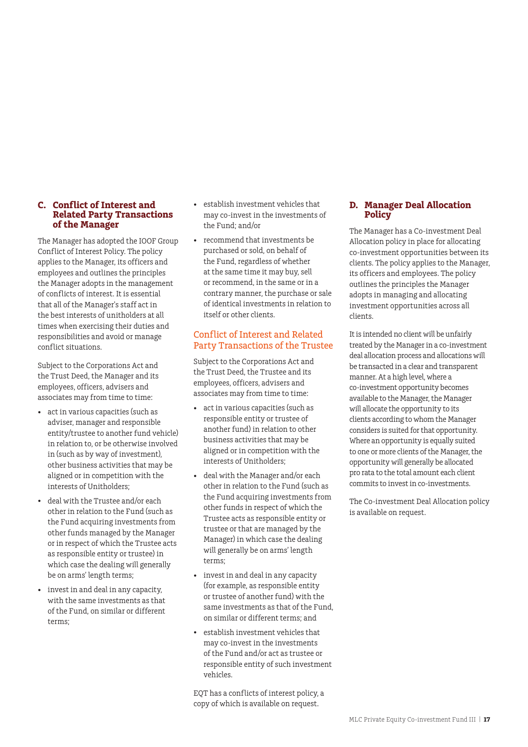## C. Conflict of Interest and Related Party Transactions of the Manager

The Manager has adopted the IOOF Group Conflict of Interest Policy. The policy applies to the Manager, its officers and employees and outlines the principles the Manager adopts in the management of conflicts of interest. It is essential that all of the Manager's staff act in the best interests of unitholders at all times when exercising their duties and responsibilities and avoid or manage conflict situations.

Subject to the Corporations Act and the Trust Deed, the Manager and its employees, officers, advisers and associates may from time to time:

- act in various capacities (such as adviser, manager and responsible entity/trustee to another fund vehicle) in relation to, or be otherwise involved in (such as by way of investment), other business activities that may be aligned or in competition with the interests of Unitholders;
- deal with the Trustee and/or each other in relation to the Fund (such as the Fund acquiring investments from other funds managed by the Manager or in respect of which the Trustee acts as responsible entity or trustee) in which case the dealing will generally be on arms' length terms;
- invest in and deal in any capacity, with the same investments as that of the Fund, on similar or different terms;
- establish investment vehicles that may co-invest in the investments of the Fund; and/or
- recommend that investments be purchased or sold, on behalf of the Fund, regardless of whether at the same time it may buy, sell or recommend, in the same or in a contrary manner, the purchase or sale of identical investments in relation to itself or other clients.

### Conflict of Interest and Related Party Transactions of the Trustee

Subject to the Corporations Act and the Trust Deed, the Trustee and its employees, officers, advisers and associates may from time to time:

- act in various capacities (such as responsible entity or trustee of another fund) in relation to other business activities that may be aligned or in competition with the interests of Unitholders;
- deal with the Manager and/or each other in relation to the Fund (such as the Fund acquiring investments from other funds in respect of which the Trustee acts as responsible entity or trustee or that are managed by the Manager) in which case the dealing will generally be on arms' length terms;
- invest in and deal in any capacity (for example, as responsible entity or trustee of another fund) with the same investments as that of the Fund, on similar or different terms; and
- establish investment vehicles that may co-invest in the investments of the Fund and/or act as trustee or responsible entity of such investment vehicles.

EQT has a conflicts of interest policy, a copy of which is available on request.

## D. Manager Deal Allocation Policy

The Manager has a Co-investment Deal Allocation policy in place for allocating co-investment opportunities between its clients. The policy applies to the Manager, its officers and employees. The policy outlines the principles the Manager adopts in managing and allocating investment opportunities across all clients.

It is intended no client will be unfairly treated by the Manager in a co-investment deal allocation process and allocations will be transacted in a clear and transparent manner. At a high level, where a co-investment opportunity becomes available to the Manager, the Manager will allocate the opportunity to its clients according to whom the Manager considers is suited for that opportunity. Where an opportunity is equally suited to one or more clients of the Manager, the opportunity will generally be allocated pro rata to the total amount each client commits to invest in co-investments.

The Co-investment Deal Allocation policy is available on request.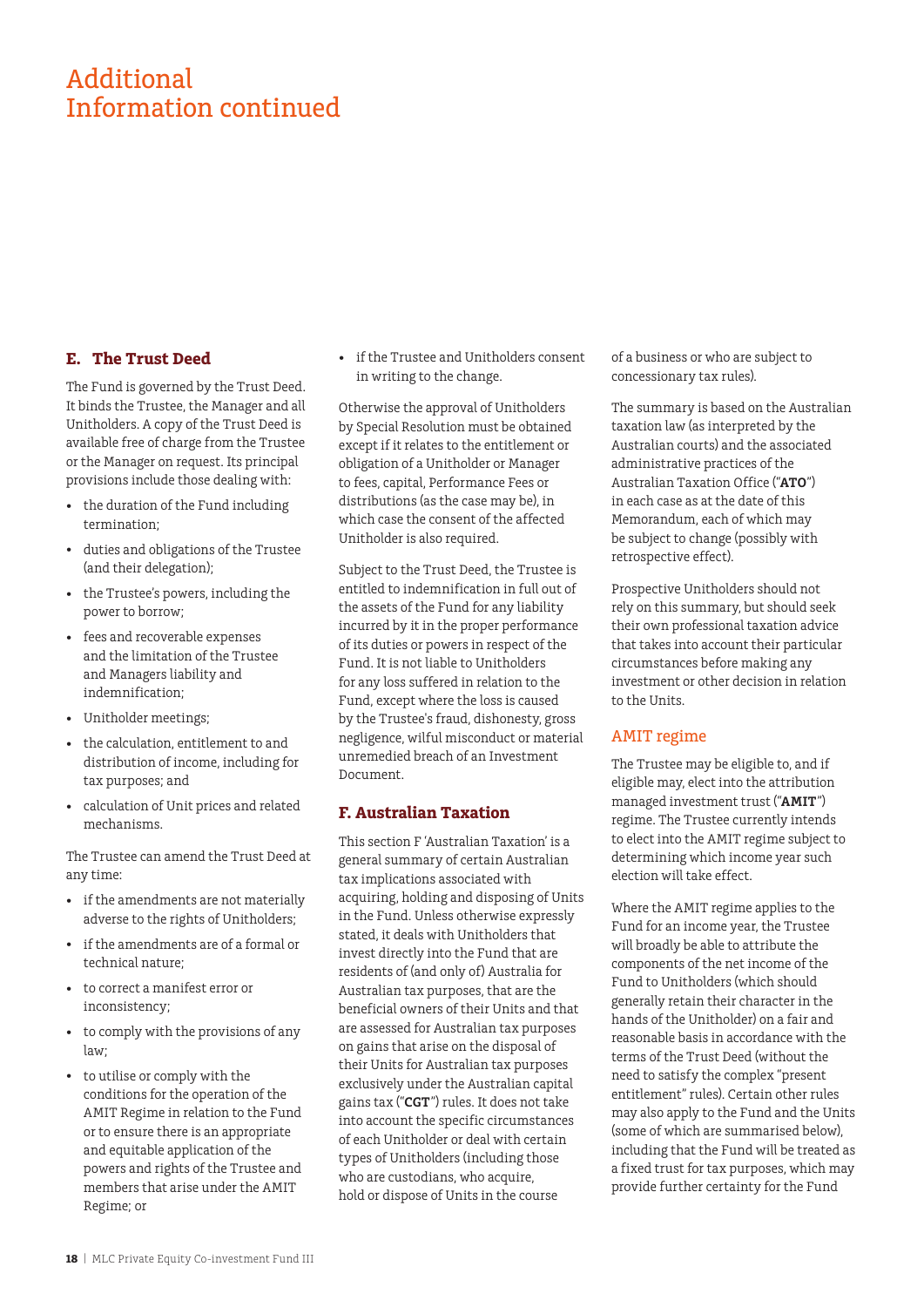# Additional Information continued

## E. The Trust Deed

The Fund is governed by the Trust Deed. It binds the Trustee, the Manager and all Unitholders. A copy of the Trust Deed is available free of charge from the Trustee or the Manager on request. Its principal provisions include those dealing with:

- the duration of the Fund including termination;
- duties and obligations of the Trustee (and their delegation);
- the Trustee's powers, including the power to borrow;
- fees and recoverable expenses and the limitation of the Trustee and Managers liability and indemnification;
- Unitholder meetings;
- the calculation, entitlement to and distribution of income, including for tax purposes; and
- calculation of Unit prices and related mechanisms.

The Trustee can amend the Trust Deed at any time:

- if the amendments are not materially adverse to the rights of Unitholders;
- if the amendments are of a formal or technical nature;
- to correct a manifest error or inconsistency;
- to comply with the provisions of any law;
- to utilise or comply with the conditions for the operation of the AMIT Regime in relation to the Fund or to ensure there is an appropriate and equitable application of the powers and rights of the Trustee and members that arise under the AMIT Regime; or
- if the Trustee and Unitholders consent in writing to the change.

Otherwise the approval of Unitholders by Special Resolution must be obtained except if it relates to the entitlement or obligation of a Unitholder or Manager to fees, capital, Performance Fees or distributions (as the case may be), in which case the consent of the affected Unitholder is also required.

Subject to the Trust Deed, the Trustee is entitled to indemnification in full out of the assets of the Fund for any liability incurred by it in the proper performance of its duties or powers in respect of the Fund. It is not liable to Unitholders for any loss suffered in relation to the Fund, except where the loss is caused by the Trustee's fraud, dishonesty, gross negligence, wilful misconduct or material unremedied breach of an Investment Document.

## F. Australian Taxation

This section F 'Australian Taxation' is a general summary of certain Australian tax implications associated with acquiring, holding and disposing of Units in the Fund. Unless otherwise expressly stated, it deals with Unitholders that invest directly into the Fund that are residents of (and only of) Australia for Australian tax purposes, that are the beneficial owners of their Units and that are assessed for Australian tax purposes on gains that arise on the disposal of their Units for Australian tax purposes exclusively under the Australian capital gains tax ("**CGT**") rules. It does not take into account the specific circumstances of each Unitholder or deal with certain types of Unitholders (including those who are custodians, who acquire, hold or dispose of Units in the course of a business or who are subject to concessionary tax rules).

The summary is based on the Australian taxation law (as interpreted by the Australian courts) and the associated administrative practices of the Australian Taxation Office ("**ATO**") in each case as at the date of this Memorandum, each of which may be subject to change (possibly with retrospective effect).

Prospective Unitholders should not rely on this summary, but should seek their own professional taxation advice that takes into account their particular circumstances before making any investment or other decision in relation to the Units.

### AMIT regime

The Trustee may be eligible to, and if eligible may, elect into the attribution managed investment trust ("**AMIT**") regime. The Trustee currently intends to elect into the AMIT regime subject to determining which income year such election will take effect.

Where the AMIT regime applies to the Fund for an income year, the Trustee will broadly be able to attribute the components of the net income of the Fund to Unitholders (which should generally retain their character in the hands of the Unitholder) on a fair and reasonable basis in accordance with the terms of the Trust Deed (without the need to satisfy the complex "present entitlement" rules). Certain other rules may also apply to the Fund and the Units (some of which are summarised below), including that the Fund will be treated as a fixed trust for tax purposes, which may provide further certainty for the Fund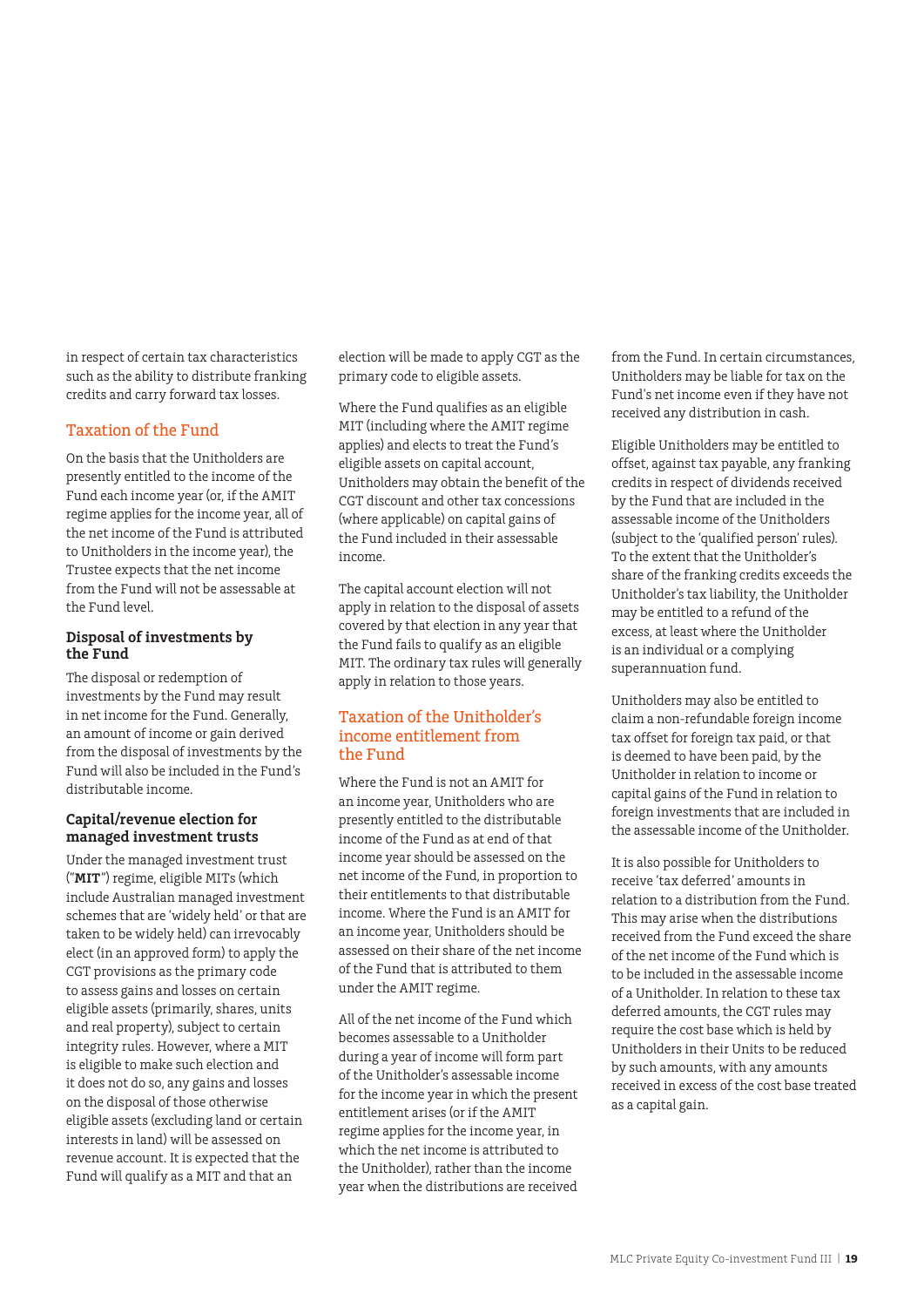in respect of certain tax characteristics such as the ability to distribute franking credits and carry forward tax losses.

## Taxation of the Fund

On the basis that the Unitholders are presently entitled to the income of the Fund each income year (or, if the AMIT regime applies for the income year, all of the net income of the Fund is attributed to Unitholders in the income year), the Trustee expects that the net income from the Fund will not be assessable at the Fund level.

### Disposal of investments by the Fund

The disposal or redemption of investments by the Fund may result in net income for the Fund. Generally, an amount of income or gain derived from the disposal of investments by the Fund will also be included in the Fund's distributable income.

### Capital/revenue election for managed investment trusts

Under the managed investment trust ("**MIT**") regime, eligible MITs (which include Australian managed investment schemes that are 'widely held' or that are taken to be widely held) can irrevocably elect (in an approved form) to apply the CGT provisions as the primary code to assess gains and losses on certain eligible assets (primarily, shares, units and real property), subject to certain integrity rules. However, where a MIT is eligible to make such election and it does not do so, any gains and losses on the disposal of those otherwise eligible assets (excluding land or certain interests in land) will be assessed on revenue account. It is expected that the Fund will qualify as a MIT and that an election will be made to apply CGT as the primary code to eligible assets.

Where the Fund qualifies as an eligible MIT (including where the AMIT regime applies) and elects to treat the Fund's eligible assets on capital account, Unitholders may obtain the benefit of the CGT discount and other tax concessions (where applicable) on capital gains of the Fund included in their assessable income.

The capital account election will not apply in relation to the disposal of assets covered by that election in any year that the Fund fails to qualify as an eligible MIT. The ordinary tax rules will generally apply in relation to those years.

## Taxation of the Unitholder's income entitlement from the Fund

Where the Fund is not an AMIT for an income year, Unitholders who are presently entitled to the distributable income of the Fund as at end of that income year should be assessed on the net income of the Fund, in proportion to their entitlements to that distributable income. Where the Fund is an AMIT for an income year, Unitholders should be assessed on their share of the net income of the Fund that is attributed to them under the AMIT regime.

All of the net income of the Fund which becomes assessable to a Unitholder during a year of income will form part of the Unitholder's assessable income for the income year in which the present entitlement arises (or if the AMIT regime applies for the income year, in which the net income is attributed to the Unitholder), rather than the income year when the distributions are received from the Fund. In certain circumstances, Unitholders may be liable for tax on the Fund's net income even if they have not received any distribution in cash.

Eligible Unitholders may be entitled to offset, against tax payable, any franking credits in respect of dividends received by the Fund that are included in the assessable income of the Unitholders (subject to the 'qualified person' rules). To the extent that the Unitholder's share of the franking credits exceeds the Unitholder's tax liability, the Unitholder may be entitled to a refund of the excess, at least where the Unitholder is an individual or a complying superannuation fund.

Unitholders may also be entitled to claim a non-refundable foreign income tax offset for foreign tax paid, or that is deemed to have been paid, by the Unitholder in relation to income or capital gains of the Fund in relation to foreign investments that are included in the assessable income of the Unitholder.

It is also possible for Unitholders to receive 'tax deferred' amounts in relation to a distribution from the Fund. This may arise when the distributions received from the Fund exceed the share of the net income of the Fund which is to be included in the assessable income of a Unitholder. In relation to these tax deferred amounts, the CGT rules may require the cost base which is held by Unitholders in their Units to be reduced by such amounts, with any amounts received in excess of the cost base treated as a capital gain.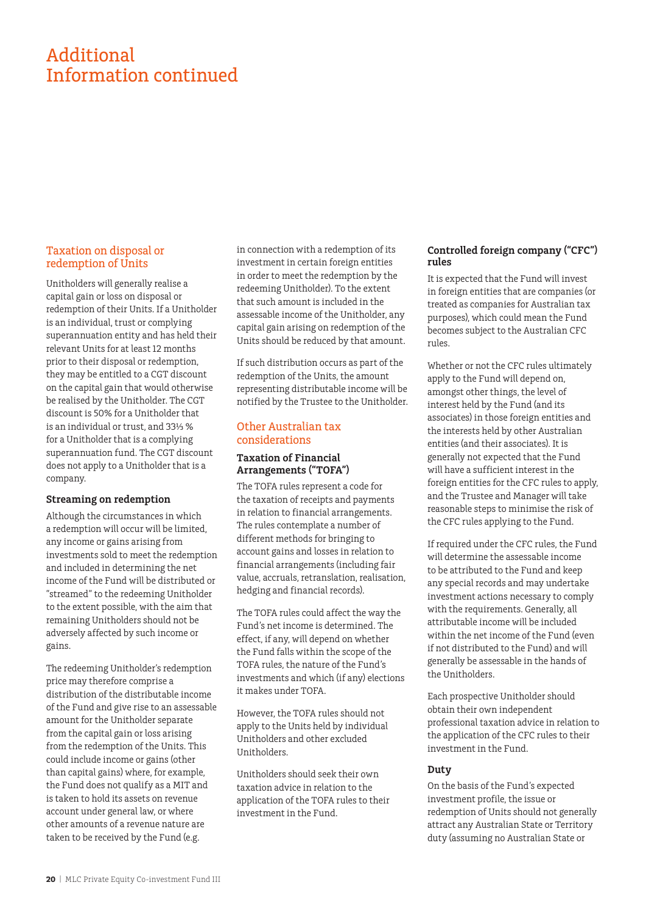# Additional Information continued

## Taxation on disposal or redemption of Units

Unitholders will generally realise a capital gain or loss on disposal or redemption of their Units. If a Unitholder is an individual, trust or complying superannuation entity and has held their relevant Units for at least 12 months prior to their disposal or redemption, they may be entitled to a CGT discount on the capital gain that would otherwise be realised by the Unitholder. The CGT discount is 50% for a Unitholder that is an individual or trust, and 33⅓ % for a Unitholder that is a complying superannuation fund. The CGT discount does not apply to a Unitholder that is a company.

### Streaming on redemption

Although the circumstances in which a redemption will occur will be limited, any income or gains arising from investments sold to meet the redemption and included in determining the net income of the Fund will be distributed or "streamed" to the redeeming Unitholder to the extent possible, with the aim that remaining Unitholders should not be adversely affected by such income or gains.

The redeeming Unitholder's redemption price may therefore comprise a distribution of the distributable income of the Fund and give rise to an assessable amount for the Unitholder separate from the capital gain or loss arising from the redemption of the Units. This could include income or gains (other than capital gains) where, for example, the Fund does not qualify as a MIT and is taken to hold its assets on revenue account under general law, or where other amounts of a revenue nature are taken to be received by the Fund (e.g. in connection with a redemption of its investment in certain foreign entities in order to meet the redemption by the redeeming Unitholder). To the extent that such amount is included in the assessable income of the Unitholder, any capital gain arising on redemption of the Units should be reduced by that amount.

If such distribution occurs as part of the redemption of the Units, the amount representing distributable income will be notified by the Trustee to the Unitholder.

## Other Australian tax considerations

### Taxation of Financial Arrangements ("TOFA")

The TOFA rules represent a code for the taxation of receipts and payments in relation to financial arrangements. The rules contemplate a number of different methods for bringing to account gains and losses in relation to financial arrangements (including fair value, accruals, retranslation, realisation, hedging and financial records).

The TOFA rules could affect the way the Fund's net income is determined. The effect, if any, will depend on whether the Fund falls within the scope of the TOFA rules, the nature of the Fund's investments and which (if any) elections it makes under TOFA.

However, the TOFA rules should not apply to the Units held by individual Unitholders and other excluded Unitholders.

Unitholders should seek their own taxation advice in relation to the application of the TOFA rules to their investment in the Fund.

### Controlled foreign company ("CFC") rules

It is expected that the Fund will invest in foreign entities that are companies (or treated as companies for Australian tax purposes), which could mean the Fund becomes subject to the Australian CFC rules.

Whether or not the CFC rules ultimately apply to the Fund will depend on, amongst other things, the level of interest held by the Fund (and its associates) in those foreign entities and the interests held by other Australian entities (and their associates). It is generally not expected that the Fund will have a sufficient interest in the foreign entities for the CFC rules to apply, and the Trustee and Manager will take reasonable steps to minimise the risk of the CFC rules applying to the Fund.

If required under the CFC rules, the Fund will determine the assessable income to be attributed to the Fund and keep any special records and may undertake investment actions necessary to comply with the requirements. Generally, all attributable income will be included within the net income of the Fund (even if not distributed to the Fund) and will generally be assessable in the hands of the Unitholders.

Each prospective Unitholder should obtain their own independent professional taxation advice in relation to the application of the CFC rules to their investment in the Fund.

### Duty

On the basis of the Fund's expected investment profile, the issue or redemption of Units should not generally attract any Australian State or Territory duty (assuming no Australian State or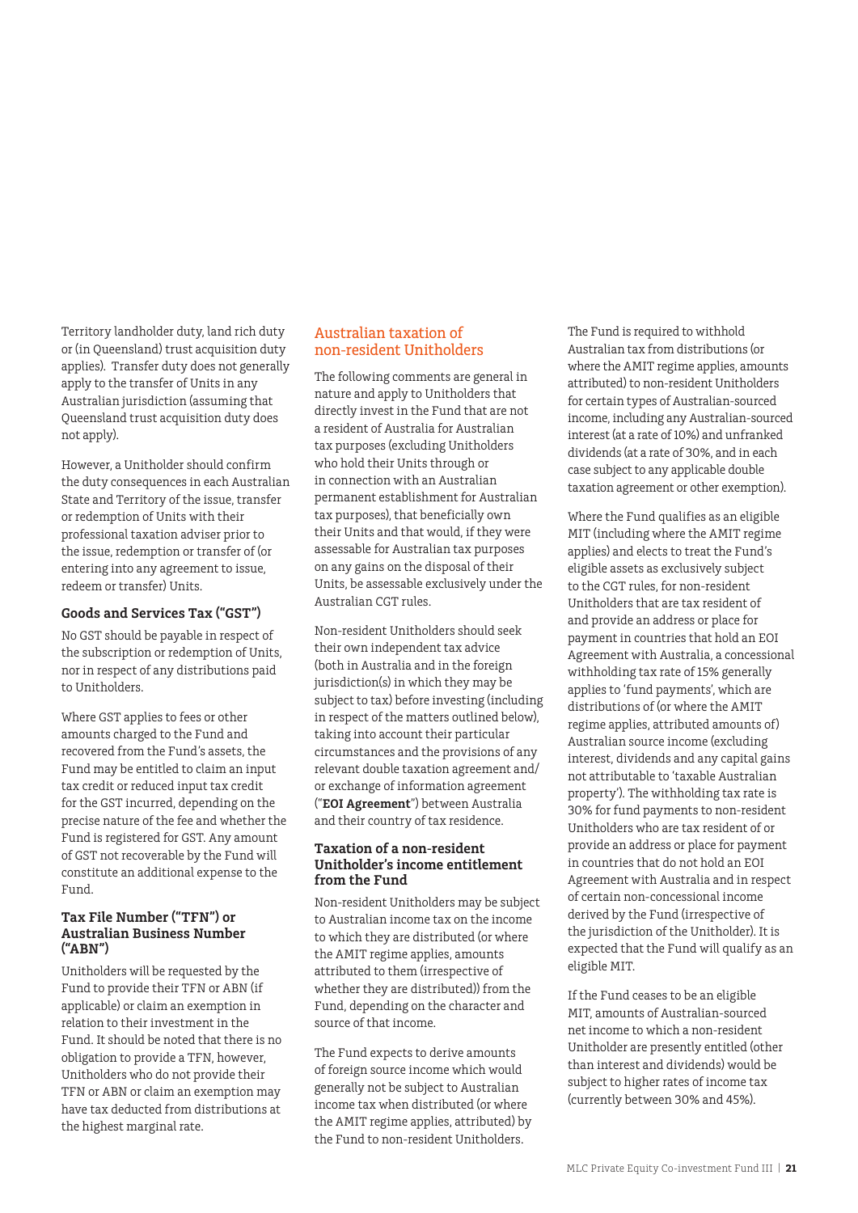Territory landholder duty, land rich duty or (in Queensland) trust acquisition duty applies). Transfer duty does not generally apply to the transfer of Units in any Australian jurisdiction (assuming that Queensland trust acquisition duty does not apply).

However, a Unitholder should confirm the duty consequences in each Australian State and Territory of the issue, transfer or redemption of Units with their professional taxation adviser prior to the issue, redemption or transfer of (or entering into any agreement to issue, redeem or transfer) Units.

### Goods and Services Tax ("GST")

No GST should be payable in respect of the subscription or redemption of Units, nor in respect of any distributions paid to Unitholders.

Where GST applies to fees or other amounts charged to the Fund and recovered from the Fund's assets, the Fund may be entitled to claim an input tax credit or reduced input tax credit for the GST incurred, depending on the precise nature of the fee and whether the Fund is registered for GST. Any amount of GST not recoverable by the Fund will constitute an additional expense to the Fund.

### Tax File Number ("TFN") or Australian Business Number ("ABN")

Unitholders will be requested by the Fund to provide their TFN or ABN (if applicable) or claim an exemption in relation to their investment in the Fund. It should be noted that there is no obligation to provide a TFN, however, Unitholders who do not provide their TFN or ABN or claim an exemption may have tax deducted from distributions at the highest marginal rate.

## Australian taxation of non-resident Unitholders

The following comments are general in nature and apply to Unitholders that directly invest in the Fund that are not a resident of Australia for Australian tax purposes (excluding Unitholders who hold their Units through or in connection with an Australian permanent establishment for Australian tax purposes), that beneficially own their Units and that would, if they were assessable for Australian tax purposes on any gains on the disposal of their Units, be assessable exclusively under the Australian CGT rules.

Non-resident Unitholders should seek their own independent tax advice (both in Australia and in the foreign jurisdiction(s) in which they may be subject to tax) before investing (including in respect of the matters outlined below), taking into account their particular circumstances and the provisions of any relevant double taxation agreement and/or exchange of information agreement ("**EOI Agreement**") between Australia and their country of tax residence.

### Taxation of a non-resident Unitholder's income entitlement from the Fund

Non-resident Unitholders may be subject to Australian income tax on the income to which they are distributed (or where the AMIT regime applies, amounts attributed to them (irrespective of whether they are distributed)) from the Fund, depending on the character and source of that income.

The Fund expects to derive amounts of foreign source income which would generally not be subject to Australian income tax when distributed (or where the AMIT regime applies, attributed) by the Fund to non-resident Unitholders.

The Fund is required to withhold Australian tax from distributions (or where the AMIT regime applies, amounts attributed) to non-resident Unitholders for certain types of Australian-sourced income, including any Australian-sourced interest (at a rate of 10%) and unfranked dividends (at a rate of 30%, and in each case subject to any applicable double taxation agreement or other exemption).

Where the Fund qualifies as an eligible MIT (including where the AMIT regime applies) and elects to treat the Fund's eligible assets as exclusively subject to the CGT rules, for non-resident Unitholders that are tax resident of and provide an address or place for payment in countries that hold an EOI Agreement with Australia, a concessional withholding tax rate of 15% generally applies to 'fund payments', which are distributions of (or where the AMIT regime applies, attributed amounts of) Australian source income (excluding interest, dividends and any capital gains not attributable to 'taxable Australian property'). The withholding tax rate is 30% for fund payments to non-resident Unitholders who are tax resident of or provide an address or place for payment in countries that do not hold an EOI Agreement with Australia and in respect of certain non-concessional income derived by the Fund (irrespective of the jurisdiction of the Unitholder). It is expected that the Fund will qualify as an eligible MIT.

If the Fund ceases to be an eligible MIT, amounts of Australian-sourced net income to which a non-resident Unitholder are presently entitled (other than interest and dividends) would be subject to higher rates of income tax (currently between 30% and 45%).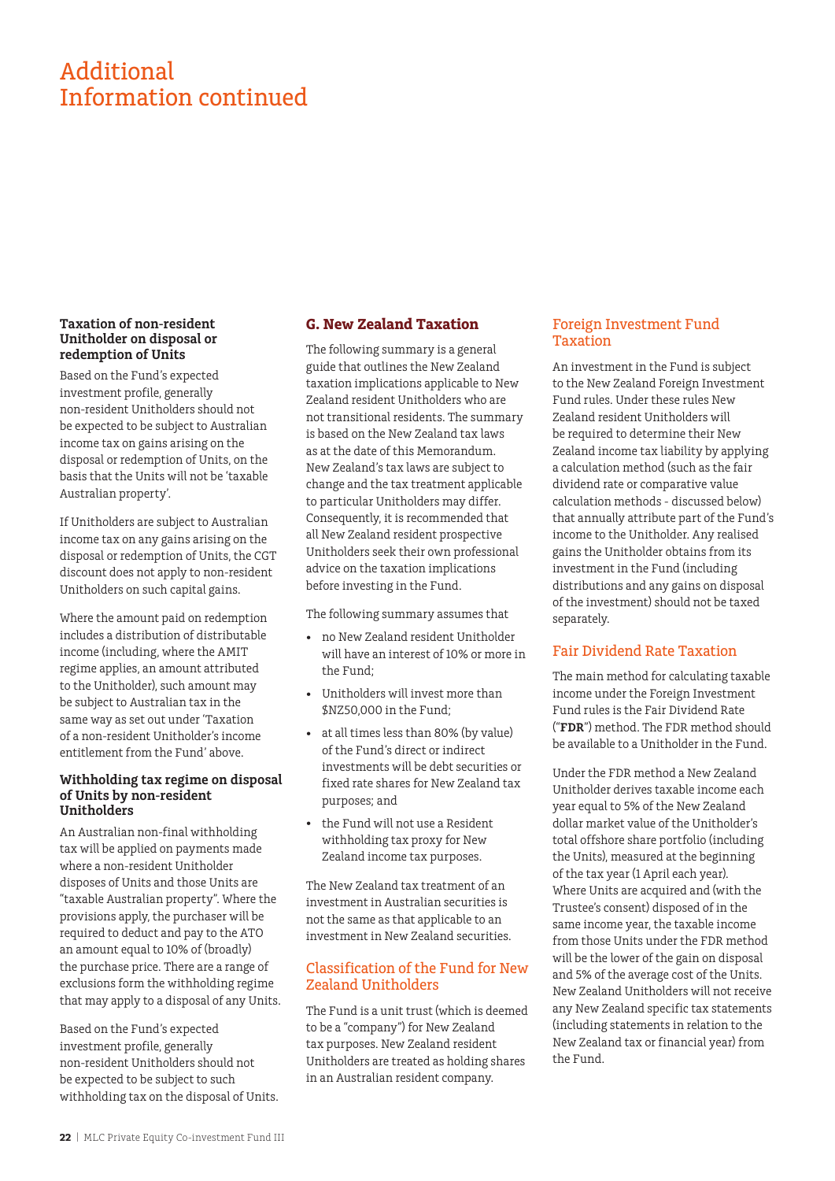# Additional Information continued

### Taxation of non-resident Unitholder on disposal or redemption of Units

Based on the Fund's expected investment profile, generally non-resident Unitholders should not be expected to be subject to Australian income tax on gains arising on the disposal or redemption of Units, on the basis that the Units will not be 'taxable Australian property'.

If Unitholders are subject to Australian income tax on any gains arising on the disposal or redemption of Units, the CGT discount does not apply to non-resident Unitholders on such capital gains.

Where the amount paid on redemption includes a distribution of distributable income (including, where the AMIT regime applies, an amount attributed to the Unitholder), such amount may be subject to Australian tax in the same way as set out under 'Taxation of a non-resident Unitholder's income entitlement from the Fund' above.

### Withholding tax regime on disposal of Units by non-resident Unitholders

An Australian non-final withholding tax will be applied on payments made where a non-resident Unitholder disposes of Units and those Units are "taxable Australian property". Where the provisions apply, the purchaser will be required to deduct and pay to the ATO an amount equal to 10% of (broadly) the purchase price. There are a range of exclusions form the withholding regime that may apply to a disposal of any Units.

Based on the Fund's expected investment profile, generally non-resident Unitholders should not be expected to be subject to such withholding tax on the disposal of Units.

## G. New Zealand Taxation

The following summary is a general guide that outlines the New Zealand taxation implications applicable to New Zealand resident Unitholders who are not transitional residents. The summary is based on the New Zealand tax laws as at the date of this Memorandum. New Zealand's tax laws are subject to change and the tax treatment applicable to particular Unitholders may differ. Consequently, it is recommended that all New Zealand resident prospective Unitholders seek their own professional advice on the taxation implications before investing in the Fund.

The following summary assumes that

- no New Zealand resident Unitholder will have an interest of 10% or more in the Fund;
- Unitholders will invest more than $NZ50,000 in the Fund;
- at all times less than 80% (by value) of the Fund's direct or indirect investments will be debt securities or fixed rate shares for New Zealand tax purposes; and
- the Fund will not use a Resident withholding tax proxy for New Zealand income tax purposes.

The New Zealand tax treatment of an investment in Australian securities is not the same as that applicable to an investment in New Zealand securities.

### Classification of the Fund for New Zealand Unitholders

The Fund is a unit trust (which is deemed to be a "company") for New Zealand tax purposes. New Zealand resident Unitholders are treated as holding shares in an Australian resident company.

### Foreign Investment Fund Taxation

An investment in the Fund is subject to the New Zealand Foreign Investment Fund rules. Under these rules New Zealand resident Unitholders will be required to determine their New Zealand income tax liability by applying a calculation method (such as the fair dividend rate or comparative value calculation methods - discussed below) that annually attribute part of the Fund's income to the Unitholder. Any realised gains the Unitholder obtains from its investment in the Fund (including distributions and any gains on disposal of the investment) should not be taxed separately.

### Fair Dividend Rate Taxation

The main method for calculating taxable income under the Foreign Investment Fund rules is the Fair Dividend Rate ("**FDR**") method. The FDR method should be available to a Unitholder in the Fund.

Under the FDR method a New Zealand Unitholder derives taxable income each year equal to 5% of the New Zealand dollar market value of the Unitholder's total offshore share portfolio (including the Units), measured at the beginning of the tax year (1 April each year). Where Units are acquired and (with the Trustee's consent) disposed of in the same income year, the taxable income from those Units under the FDR method will be the lower of the gain on disposal and 5% of the average cost of the Units. New Zealand Unitholders will not receive any New Zealand specific tax statements (including statements in relation to the New Zealand tax or financial year) from the Fund.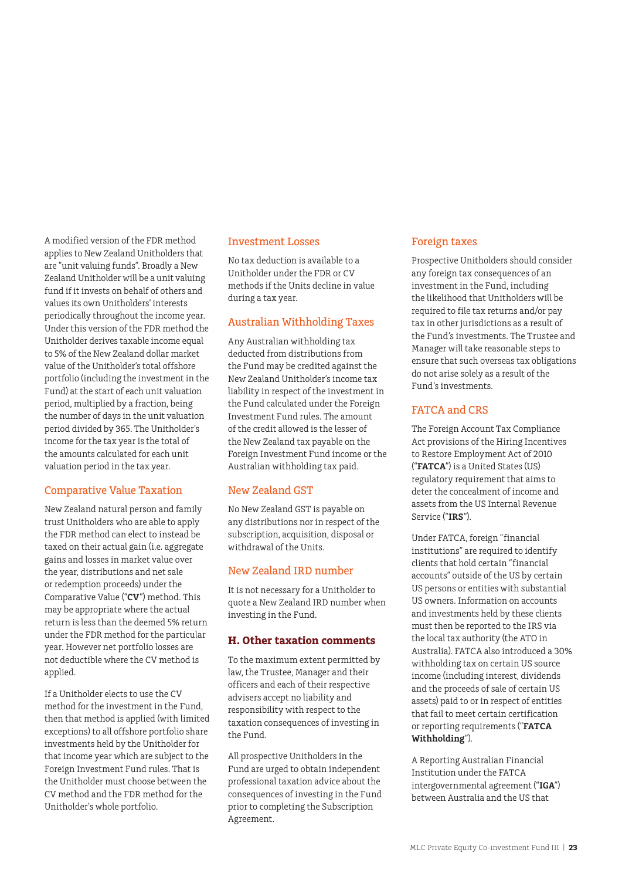A modified version of the FDR method applies to New Zealand Unitholders that are "unit valuing funds". Broadly a New Zealand Unitholder will be a unit valuing fund if it invests on behalf of others and values its own Unitholders' interests periodically throughout the income year. Under this version of the FDR method the Unitholder derives taxable income equal to 5% of the New Zealand dollar market value of the Unitholder's total offshore portfolio (including the investment in the Fund) at the start of each unit valuation period, multiplied by a fraction, being the number of days in the unit valuation period divided by 365. The Unitholder's income for the tax year is the total of the amounts calculated for each unit valuation period in the tax year.

### Comparative Value Taxation

New Zealand natural person and family trust Unitholders who are able to apply the FDR method can elect to instead be taxed on their actual gain (i.e. aggregate gains and losses in market value over the year, distributions and net sale or redemption proceeds) under the Comparative Value ("**CV**") method. This may be appropriate where the actual return is less than the deemed 5% return under the FDR method for the particular year. However net portfolio losses are not deductible where the CV method is applied.

If a Unitholder elects to use the CV method for the investment in the Fund, then that method is applied (with limited exceptions) to all offshore portfolio share investments held by the Unitholder for that income year which are subject to the Foreign Investment Fund rules. That is the Unitholder must choose between the CV method and the FDR method for the Unitholder's whole portfolio.

### Investment Losses

No tax deduction is available to a Unitholder under the FDR or CV methods if the Units decline in value during a tax year.

### Australian Withholding Taxes

Any Australian withholding tax deducted from distributions from the Fund may be credited against the New Zealand Unitholder's income tax liability in respect of the investment in the Fund calculated under the Foreign Investment Fund rules. The amount of the credit allowed is the lesser of the New Zealand tax payable on the Foreign Investment Fund income or the Australian withholding tax paid.

### New Zealand GST

No New Zealand GST is payable on any distributions nor in respect of the subscription, acquisition, disposal or withdrawal of the Units.

### New Zealand IRD number

It is not necessary for a Unitholder to quote a New Zealand IRD number when investing in the Fund.

## H. Other taxation comments

To the maximum extent permitted by law, the Trustee, Manager and their officers and each of their respective advisers accept no liability and responsibility with respect to the taxation consequences of investing in the Fund.

All prospective Unitholders in the Fund are urged to obtain independent professional taxation advice about the consequences of investing in the Fund prior to completing the Subscription Agreement.

### Foreign taxes

Prospective Unitholders should consider any foreign tax consequences of an investment in the Fund, including the likelihood that Unitholders will be required to file tax returns and/or pay tax in other jurisdictions as a result of the Fund's investments. The Trustee and Manager will take reasonable steps to ensure that such overseas tax obligations do not arise solely as a result of the Fund's investments.

### FATCA and CRS

The Foreign Account Tax Compliance Act provisions of the Hiring Incentives to Restore Employment Act of 2010 ("**FATCA**") is a United States (US) regulatory requirement that aims to deter the concealment of income and assets from the US Internal Revenue Service ("**IRS**").

Under FATCA, foreign "financial institutions" are required to identify clients that hold certain "financial accounts" outside of the US by certain US persons or entities with substantial US owners. Information on accounts and investments held by these clients must then be reported to the IRS via the local tax authority (the ATO in Australia). FATCA also introduced a 30% withholding tax on certain US source income (including interest, dividends and the proceeds of sale of certain US assets) paid to or in respect of entities that fail to meet certain certification or reporting requirements ("**FATCA Withholding**").

A Reporting Australian Financial Institution under the FATCA intergovernmental agreement ("**IGA**") between Australia and the US that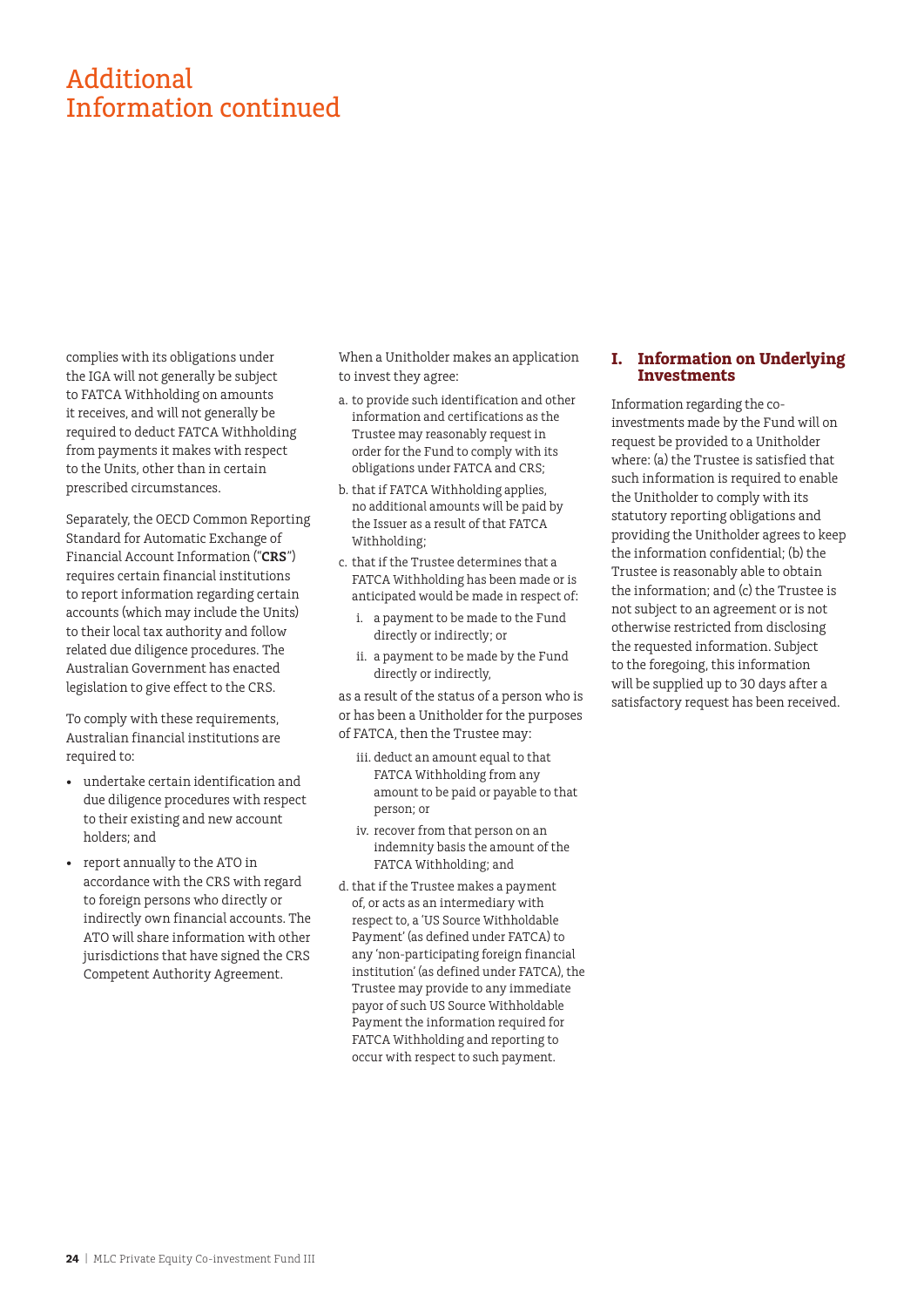# Additional Information continued

complies with its obligations under the IGA will not generally be subject to FATCA Withholding on amounts it receives, and will not generally be required to deduct FATCA Withholding from payments it makes with respect to the Units, other than in certain prescribed circumstances.

Separately, the OECD Common Reporting Standard for Automatic Exchange of Financial Account Information ("**CRS**") requires certain financial institutions to report information regarding certain accounts (which may include the Units) to their local tax authority and follow related due diligence procedures. The Australian Government has enacted legislation to give effect to the CRS.

To comply with these requirements, Australian financial institutions are required to:

- undertake certain identification and due diligence procedures with respect to their existing and new account holders; and
- report annually to the ATO in accordance with the CRS with regard to foreign persons who directly or indirectly own financial accounts. The ATO will share information with other jurisdictions that have signed the CRS Competent Authority Agreement.

When a Unitholder makes an application to invest they agree:

a. to provide such identification and other information and certifications as the Trustee may reasonably request in order for the Fund to comply with its obligations under FATCA and CRS;

b. that if FATCA Withholding applies, no additional amounts will be paid by the Issuer as a result of that FATCA Withholding;

c. that if the Trustee determines that a FATCA Withholding has been made or is anticipated would be made in respect of:

   i. a payment to be made to the Fund directly or indirectly; or

   ii. a payment to be made by the Fund directly or indirectly,

as a result of the status of a person who is or has been a Unitholder for the purposes of FATCA, then the Trustee may:

   iii. deduct an amount equal to that FATCA Withholding from any amount to be paid or payable to that person; or

   iv. recover from that person on an indemnity basis the amount of the FATCA Withholding; and

d. that if the Trustee makes a payment of, or acts as an intermediary with respect to, a 'US Source Withholdable Payment' (as defined under FATCA) to any 'non-participating foreign financial institution' (as defined under FATCA), the Trustee may provide to any immediate payor of such US Source Withholdable Payment the information required for FATCA Withholding and reporting to occur with respect to such payment.

## I. Information on Underlying Investments

Information regarding the co-investments made by the Fund will on request be provided to a Unitholder where: (a) the Trustee is satisfied that such information is required to enable the Unitholder to comply with its statutory reporting obligations and providing the Unitholder agrees to keep the information confidential; (b) the Trustee is reasonably able to obtain the information; and (c) the Trustee is not subject to an agreement or is not otherwise restricted from disclosing the requested information. Subject to the foregoing, this information will be supplied up to 30 days after a satisfactory request has been received.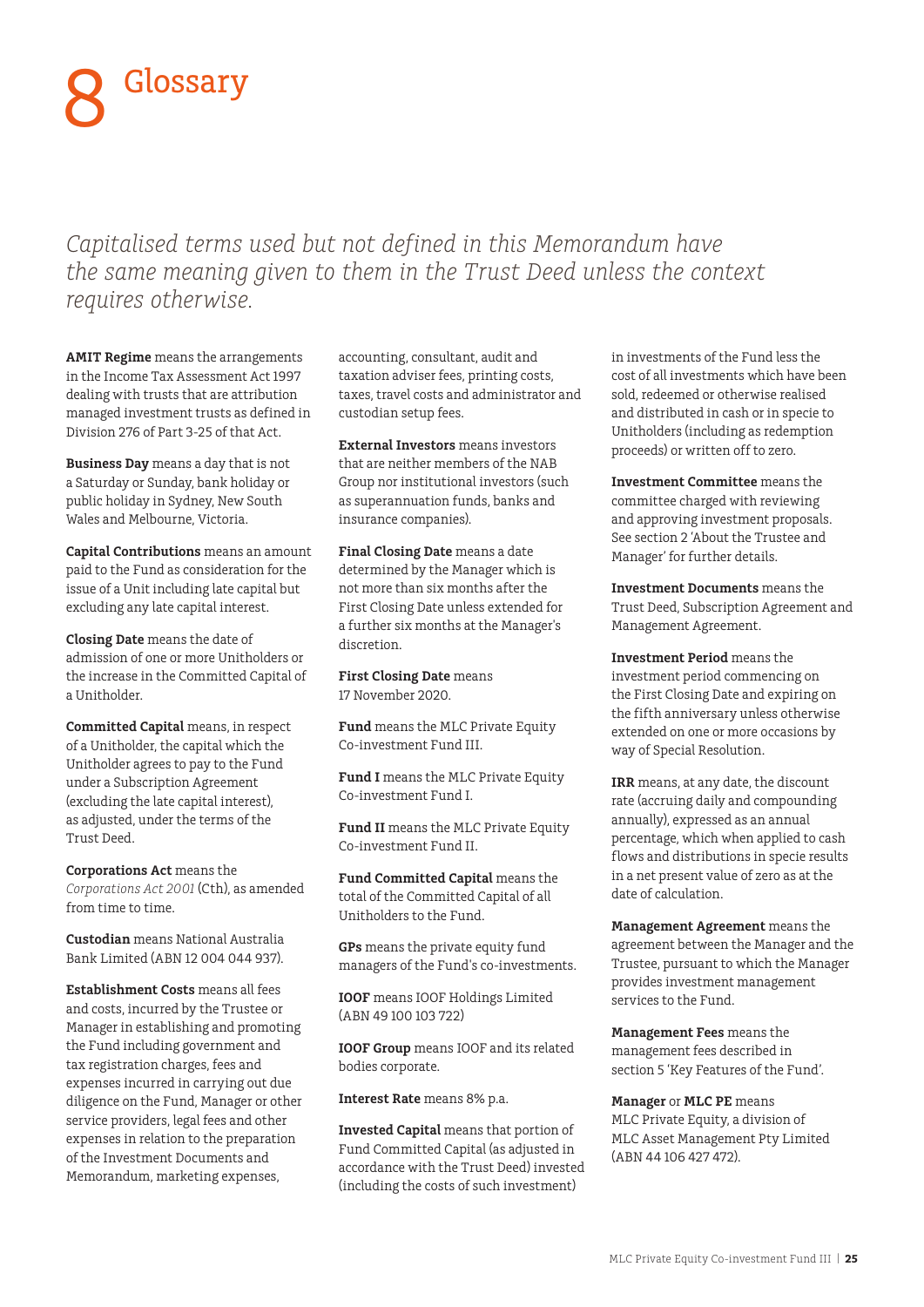# 8 Glossary

*Capitalised terms used but not defined in this Memorandum have the same meaning given to them in the Trust Deed unless the context requires otherwise.*

**AMIT Regime** means the arrangements in the Income Tax Assessment Act 1997 dealing with trusts that are attribution managed investment trusts as defined in Division 276 of Part 3-25 of that Act.

**Business Day** means a day that is not a Saturday or Sunday, bank holiday or public holiday in Sydney, New South Wales and Melbourne, Victoria.

**Capital Contributions** means an amount paid to the Fund as consideration for the issue of a Unit including late capital but excluding any late capital interest.

**Closing Date** means the date of admission of one or more Unitholders or the increase in the Committed Capital of a Unitholder.

**Committed Capital** means, in respect of a Unitholder, the capital which the Unitholder agrees to pay to the Fund under a Subscription Agreement (excluding the late capital interest), as adjusted, under the terms of the Trust Deed.

**Corporations Act** means the *Corporations Act 2001* (Cth), as amended from time to time.

**Custodian** means National Australia Bank Limited (ABN 12 004 044 937).

**Establishment Costs** means all fees and costs, incurred by the Trustee or Manager in establishing and promoting the Fund including government and tax registration charges, fees and expenses incurred in carrying out due diligence on the Fund, Manager or other service providers, legal fees and other expenses in relation to the preparation of the Investment Documents and Memorandum, marketing expenses, accounting, consultant, audit and taxation adviser fees, printing costs, taxes, travel costs and administrator and custodian setup fees.

**External Investors** means investors that are neither members of the NAB Group nor institutional investors (such as superannuation funds, banks and insurance companies).

**Final Closing Date** means a date determined by the Manager which is not more than six months after the First Closing Date unless extended for a further six months at the Manager's discretion.

**First Closing Date** means 17 November 2020.

**Fund** means the MLC Private Equity Co-investment Fund III.

**Fund I** means the MLC Private Equity Co-investment Fund I.

**Fund II** means the MLC Private Equity Co-investment Fund II.

**Fund Committed Capital** means the total of the Committed Capital of all Unitholders to the Fund.

**GPs** means the private equity fund managers of the Fund's co-investments.

**IOOF** means IOOF Holdings Limited (ABN 49 100 103 722)

**IOOF Group** means IOOF and its related bodies corporate.

**Interest Rate** means 8% p.a.

**Invested Capital** means that portion of Fund Committed Capital (as adjusted in accordance with the Trust Deed) invested (including the costs of such investment) in investments of the Fund less the cost of all investments which have been sold, redeemed or otherwise realised and distributed in cash or in specie to Unitholders (including as redemption proceeds) or written off to zero.

**Investment Committee** means the committee charged with reviewing and approving investment proposals. See section 2 'About the Trustee and Manager' for further details.

**Investment Documents** means the Trust Deed, Subscription Agreement and Management Agreement.

**Investment Period** means the investment period commencing on the First Closing Date and expiring on the fifth anniversary unless otherwise extended on one or more occasions by way of Special Resolution.

**IRR** means, at any date, the discount rate (accruing daily and compounding annually), expressed as an annual percentage, which when applied to cash flows and distributions in specie results in a net present value of zero as at the date of calculation.

**Management Agreement** means the agreement between the Manager and the Trustee, pursuant to which the Manager provides investment management services to the Fund.

**Management Fees** means the management fees described in section 5 'Key Features of the Fund'.

**Manager** or **MLC PE** means MLC Private Equity, a division of MLC Asset Management Pty Limited (ABN 44 106 427 472).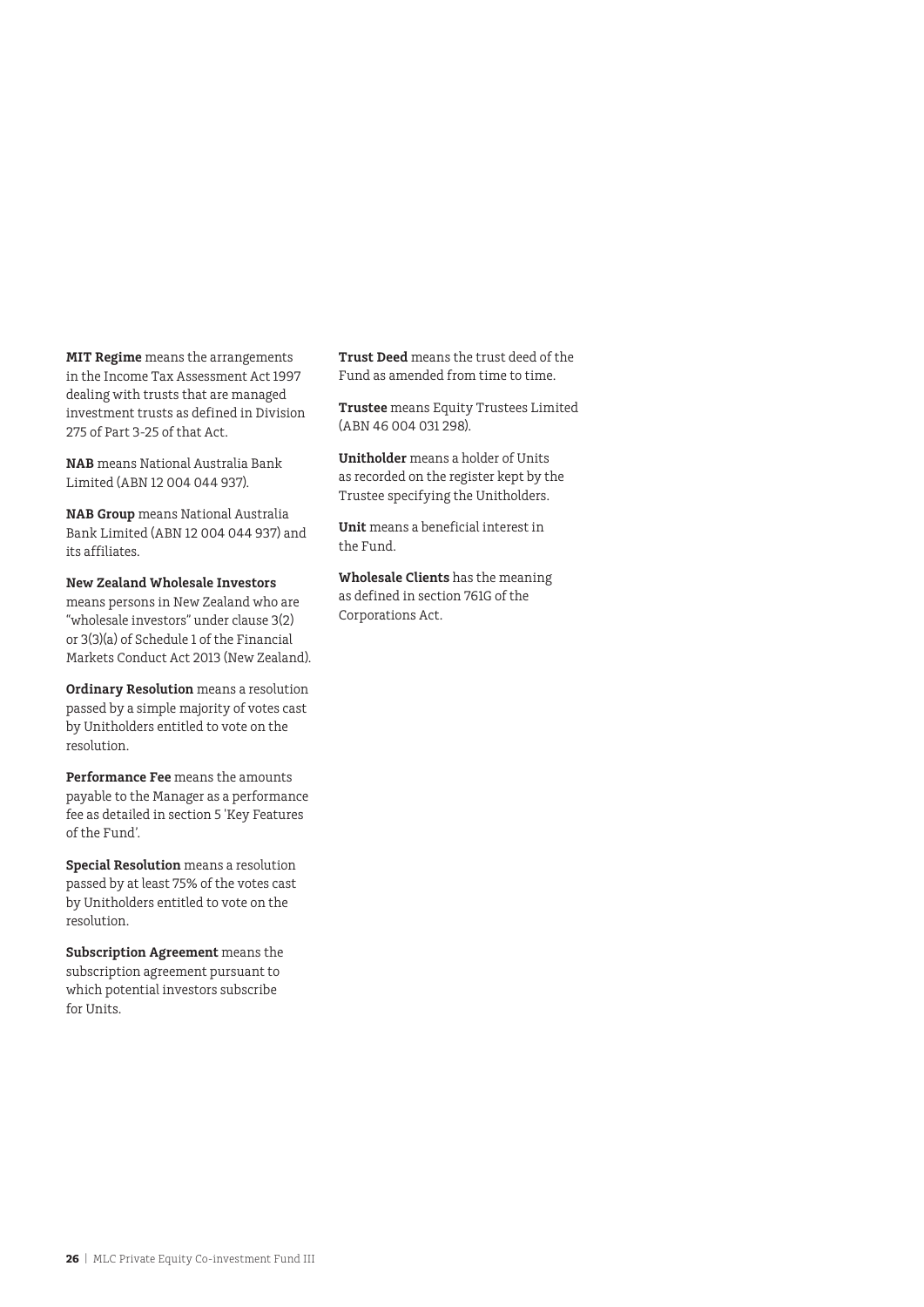**MIT Regime** means the arrangements in the Income Tax Assessment Act 1997 dealing with trusts that are managed investment trusts as defined in Division 275 of Part 3-25 of that Act.

**NAB** means National Australia Bank Limited (ABN 12 004 044 937).

**NAB Group** means National Australia Bank Limited (ABN 12 004 044 937) and its affiliates.

**New Zealand Wholesale Investors** means persons in New Zealand who are "wholesale investors" under clause 3(2) or 3(3)(a) of Schedule 1 of the Financial Markets Conduct Act 2013 (New Zealand).

**Ordinary Resolution** means a resolution passed by a simple majority of votes cast by Unitholders entitled to vote on the resolution.

**Performance Fee** means the amounts payable to the Manager as a performance fee as detailed in section 5 'Key Features of the Fund'.

**Special Resolution** means a resolution passed by at least 75% of the votes cast by Unitholders entitled to vote on the resolution.

**Subscription Agreement** means the subscription agreement pursuant to which potential investors subscribe for Units.

**Trust Deed** means the trust deed of the Fund as amended from time to time.

**Trustee** means Equity Trustees Limited (ABN 46 004 031 298).

**Unitholder** means a holder of Units as recorded on the register kept by the Trustee specifying the Unitholders.

**Unit** means a beneficial interest in the Fund.

**Wholesale Clients** has the meaning as defined in section 761G of the Corporations Act.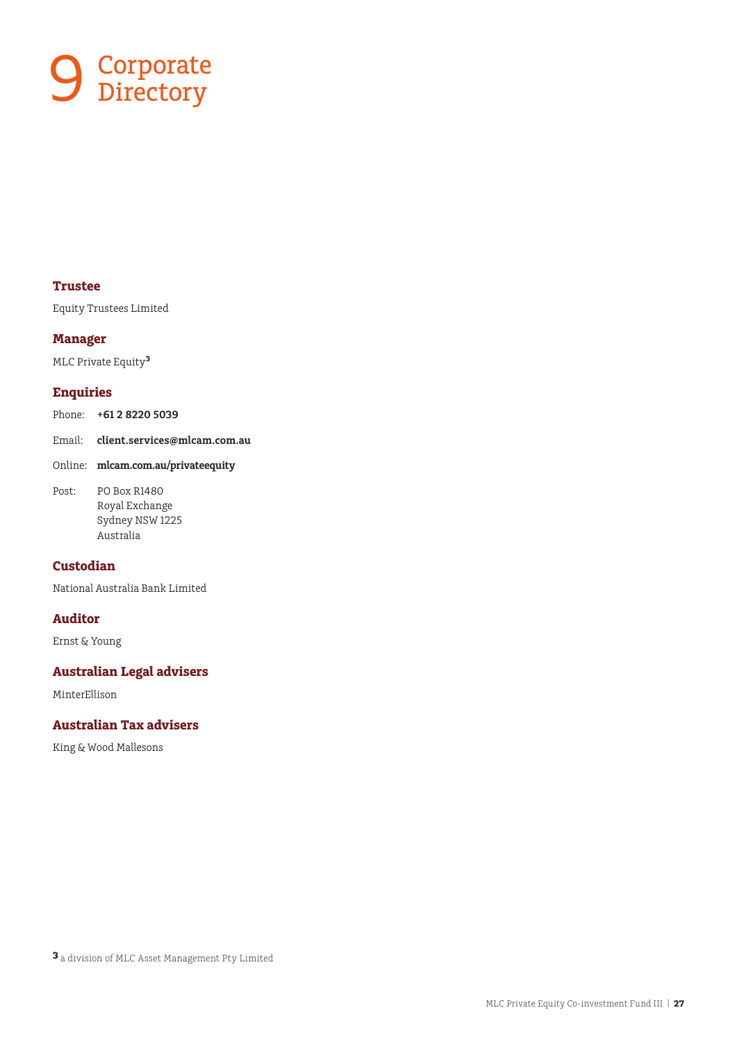# 9 Corporate Directory

### Trustee

Equity Trustees Limited

### Manager

MLC Private Equity[3]

### Enquiries

Phone: **+61 2 8220 5039**

Email: **client.services@mlcam.com.au**

Online: **mlcam.com.au/privateequity**

Post: PO Box R1480
Royal Exchange
Sydney NSW 1225
Australia

### Custodian

National Australia Bank Limited

### Auditor

Ernst & Young

### Australian Legal advisers

MinterEllison

### Australian Tax advisers

King & Wood Mallesons

[3] a division of MLC Asset Management Pty Limited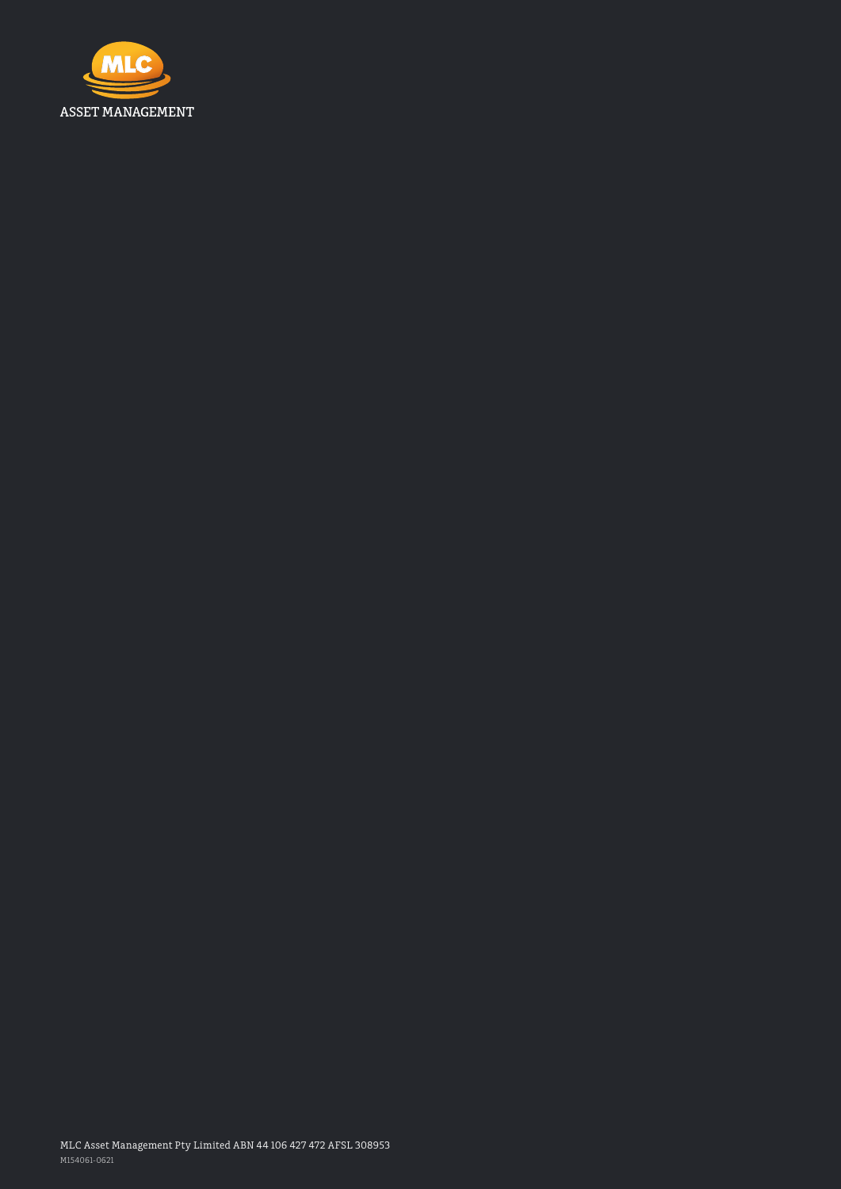ASSET MANAGEMENT

MLC Asset Management Pty Limited ABN 44 106 427 472 AFSL 308953

M154061-0621